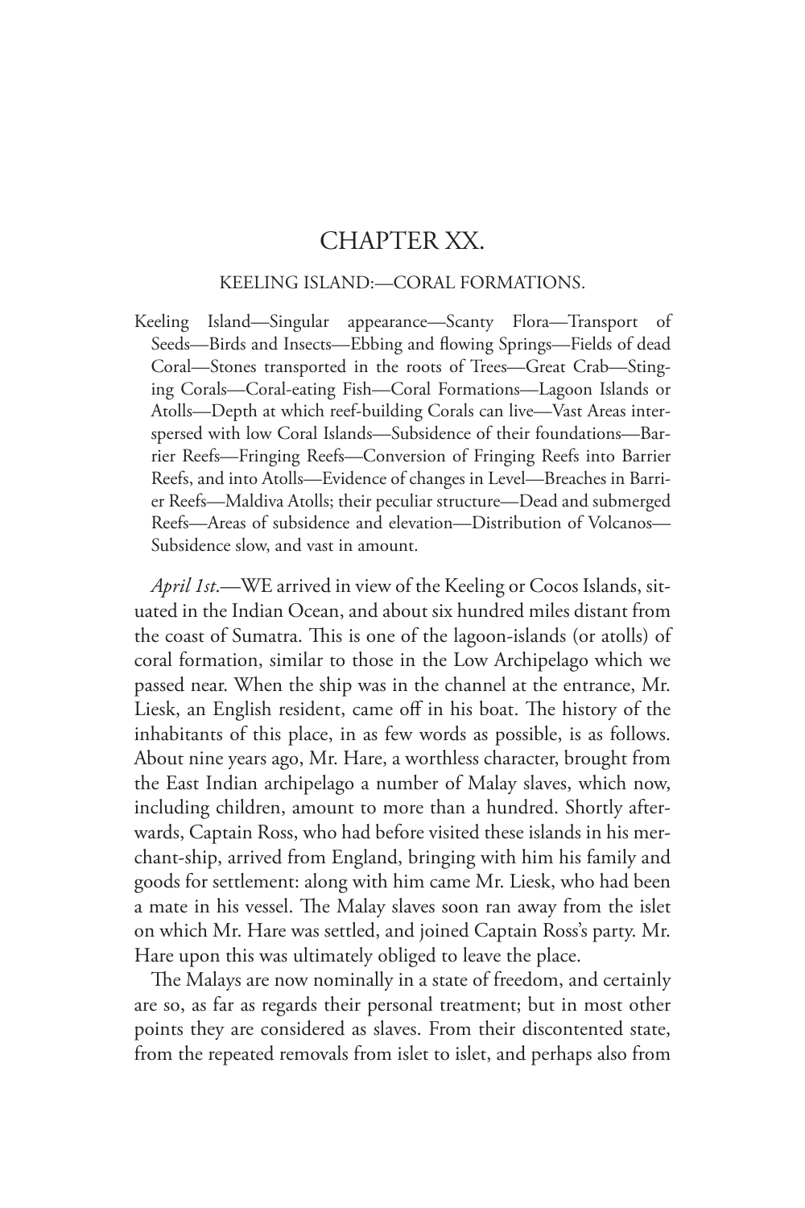# CHAPTER XX.

## KEELING ISLAND:—CORAL FORMATIONS.

Keeling Island—Singular appearance—Scanty Flora—Transport of Seeds—Birds and Insects—Ebbing and flowing Springs—Fields of dead Coral—Stones transported in the roots of Trees—Great Crab—Stinging Corals—Coral-eating Fish—Coral Formations—Lagoon Islands or Atolls—Depth at which reef-building Corals can live—Vast Areas interspersed with low Coral Islands—Subsidence of their foundations—Barrier Reefs—Fringing Reefs—Conversion of Fringing Reefs into Barrier Reefs, and into Atolls—Evidence of changes in Level—Breaches in Barrier Reefs—Maldiva Atolls; their peculiar structure—Dead and submerged Reefs—Areas of subsidence and elevation—Distribution of Volcanos—Subsidence slow, and vast in amount.

*April 1st*.—WE arrived in view of the Keeling or Cocos Islands, situated in the Indian Ocean, and about six hundred miles distant from the coast of Sumatra. This is one of the lagoon-islands (or atolls) of coral formation, similar to those in the Low Archipelago which we passed near. When the ship was in the channel at the entrance, Mr. Liesk, an English resident, came off in his boat. The history of the inhabitants of this place, in as few words as possible, is as follows. About nine years ago, Mr. Hare, a worthless character, brought from the East Indian archipelago a number of Malay slaves, which now, including children, amount to more than a hundred. Shortly afterwards, Captain Ross, who had before visited these islands in his merchant-ship, arrived from England, bringing with him his family and goods for settlement: along with him came Mr. Liesk, who had been a mate in his vessel. The Malay slaves soon ran away from the islet on which Mr. Hare was settled, and joined Captain Ross's party. Mr. Hare upon this was ultimately obliged to leave the place.

The Malays are now nominally in a state of freedom, and certainly are so, as far as regards their personal treatment; but in most other points they are considered as slaves. From their discontented state, from the repeated removals from islet to islet, and perhaps also from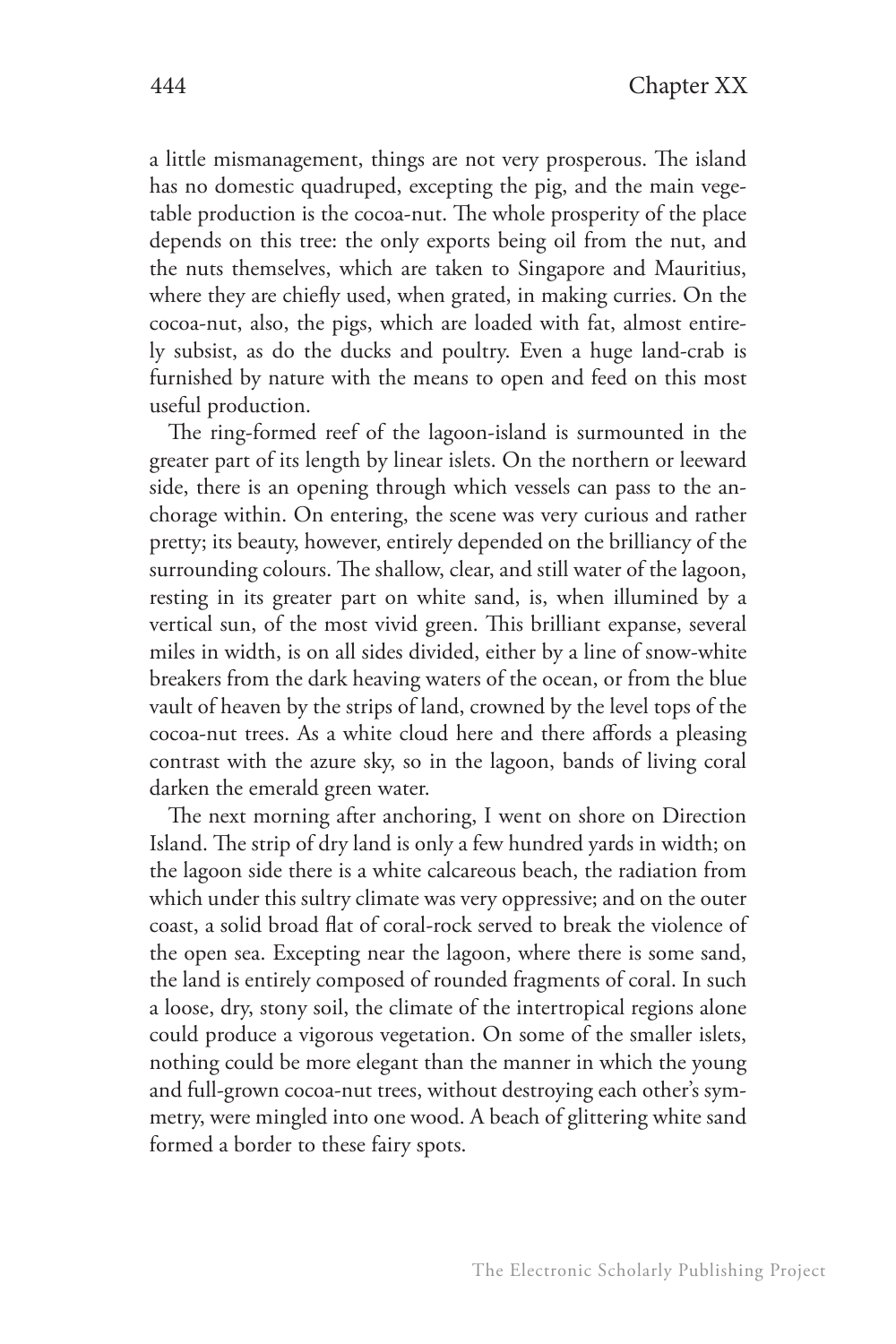a little mismanagement, things are not very prosperous. The island has no domestic quadruped, excepting the pig, and the main vegetable production is the cocoa-nut. The whole prosperity of the place depends on this tree: the only exports being oil from the nut, and the nuts themselves, which are taken to Singapore and Mauritius, where they are chiefly used, when grated, in making curries. On the cocoa-nut, also, the pigs, which are loaded with fat, almost entirely subsist, as do the ducks and poultry. Even a huge land-crab is furnished by nature with the means to open and feed on this most useful production.

The ring-formed reef of the lagoon-island is surmounted in the greater part of its length by linear islets. On the northern or leeward side, there is an opening through which vessels can pass to the anchorage within. On entering, the scene was very curious and rather pretty; its beauty, however, entirely depended on the brilliancy of the surrounding colours. The shallow, clear, and still water of the lagoon, resting in its greater part on white sand, is, when illumined by a vertical sun, of the most vivid green. This brilliant expanse, several miles in width, is on all sides divided, either by a line of snow-white breakers from the dark heaving waters of the ocean, or from the blue vault of heaven by the strips of land, crowned by the level tops of the cocoa-nut trees. As a white cloud here and there affords a pleasing contrast with the azure sky, so in the lagoon, bands of living coral darken the emerald green water.

The next morning after anchoring, I went on shore on Direction Island. The strip of dry land is only a few hundred yards in width; on the lagoon side there is a white calcareous beach, the radiation from which under this sultry climate was very oppressive; and on the outer coast, a solid broad flat of coral-rock served to break the violence of the open sea. Excepting near the lagoon, where there is some sand, the land is entirely composed of rounded fragments of coral. In such a loose, dry, stony soil, the climate of the intertropical regions alone could produce a vigorous vegetation. On some of the smaller islets, nothing could be more elegant than the manner in which the young and full-grown cocoa-nut trees, without destroying each other's symmetry, were mingled into one wood. A beach of glittering white sand formed a border to these fairy spots.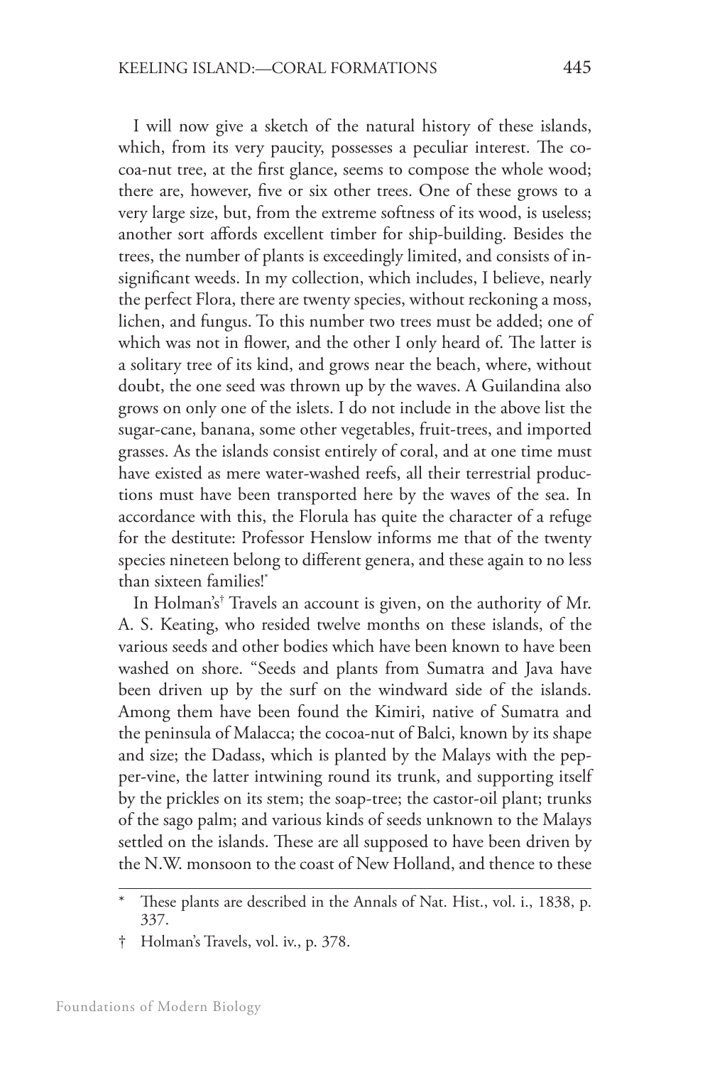I will now give a sketch of the natural history of these islands, which, from its very paucity, possesses a peculiar interest. The cocoa-nut tree, at the first glance, seems to compose the whole wood; there are, however, five or six other trees. One of these grows to a very large size, but, from the extreme softness of its wood, is useless; another sort affords excellent timber for ship-building. Besides the trees, the number of plants is exceedingly limited, and consists of insignificant weeds. In my collection, which includes, I believe, nearly the perfect Flora, there are twenty species, without reckoning a moss, lichen, and fungus. To this number two trees must be added; one of which was not in flower, and the other I only heard of. The latter is a solitary tree of its kind, and grows near the beach, where, without doubt, the one seed was thrown up by the waves. A Guilandina also grows on only one of the islets. I do not include in the above list the sugar-cane, banana, some other vegetables, fruit-trees, and imported grasses. As the islands consist entirely of coral, and at one time must have existed as mere water-washed reefs, all their terrestrial productions must have been transported here by the waves of the sea. In accordance with this, the Florula has quite the character of a refuge for the destitute: Professor Henslow informs me that of the twenty species nineteen belong to different genera, and these again to no less than sixteen families!*

In Holman's† Travels an account is given, on the authority of Mr. A. S. Keating, who resided twelve months on these islands, of the various seeds and other bodies which have been known to have been washed on shore. "Seeds and plants from Sumatra and Java have been driven up by the surf on the windward side of the islands. Among them have been found the Kimiri, native of Sumatra and the peninsula of Malacca; the cocoa-nut of Balci, known by its shape and size; the Dadass, which is planted by the Malays with the pepper-vine, the latter intwining round its trunk, and supporting itself by the prickles on its stem; the soap-tree; the castor-oil plant; trunks of the sago palm; and various kinds of seeds unknown to the Malays settled on the islands. These are all supposed to have been driven by the N.W. monsoon to the coast of New Holland, and thence to these

---

\* These plants are described in the Annals of Nat. Hist., vol. i., 1838, p. 337.

† Holman's Travels, vol. iv., p. 378.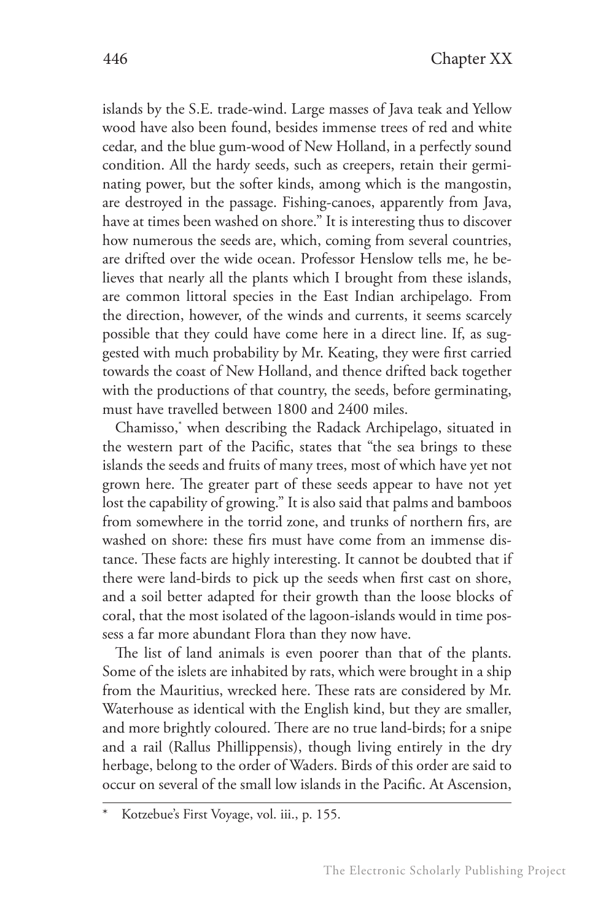islands by the S.E. trade-wind. Large masses of Java teak and Yellow wood have also been found, besides immense trees of red and white cedar, and the blue gum-wood of New Holland, in a perfectly sound condition. All the hardy seeds, such as creepers, retain their germinating power, but the softer kinds, among which is the mangostin, are destroyed in the passage. Fishing-canoes, apparently from Java, have at times been washed on shore." It is interesting thus to discover how numerous the seeds are, which, coming from several countries, are drifted over the wide ocean. Professor Henslow tells me, he believes that nearly all the plants which I brought from these islands, are common littoral species in the East Indian archipelago. From the direction, however, of the winds and currents, it seems scarcely possible that they could have come here in a direct line. If, as suggested with much probability by Mr. Keating, they were first carried towards the coast of New Holland, and thence drifted back together with the productions of that country, the seeds, before germinating, must have travelled between 1800 and 2400 miles.

Chamisso,* when describing the Radack Archipelago, situated in the western part of the Pacific, states that "the sea brings to these islands the seeds and fruits of many trees, most of which have yet not grown here. The greater part of these seeds appear to have not yet lost the capability of growing." It is also said that palms and bamboos from somewhere in the torrid zone, and trunks of northern firs, are washed on shore: these firs must have come from an immense distance. These facts are highly interesting. It cannot be doubted that if there were land-birds to pick up the seeds when first cast on shore, and a soil better adapted for their growth than the loose blocks of coral, that the most isolated of the lagoon-islands would in time possess a far more abundant Flora than they now have.

The list of land animals is even poorer than that of the plants. Some of the islets are inhabited by rats, which were brought in a ship from the Mauritius, wrecked here. These rats are considered by Mr. Waterhouse as identical with the English kind, but they are smaller, and more brightly coloured. There are no true land-birds; for a snipe and a rail (Rallus Phillippensis), though living entirely in the dry herbage, belong to the order of Waders. Birds of this order are said to occur on several of the small low islands in the Pacific. At Ascension,

---

\* Kotzebue's First Voyage, vol. iii., p. 155.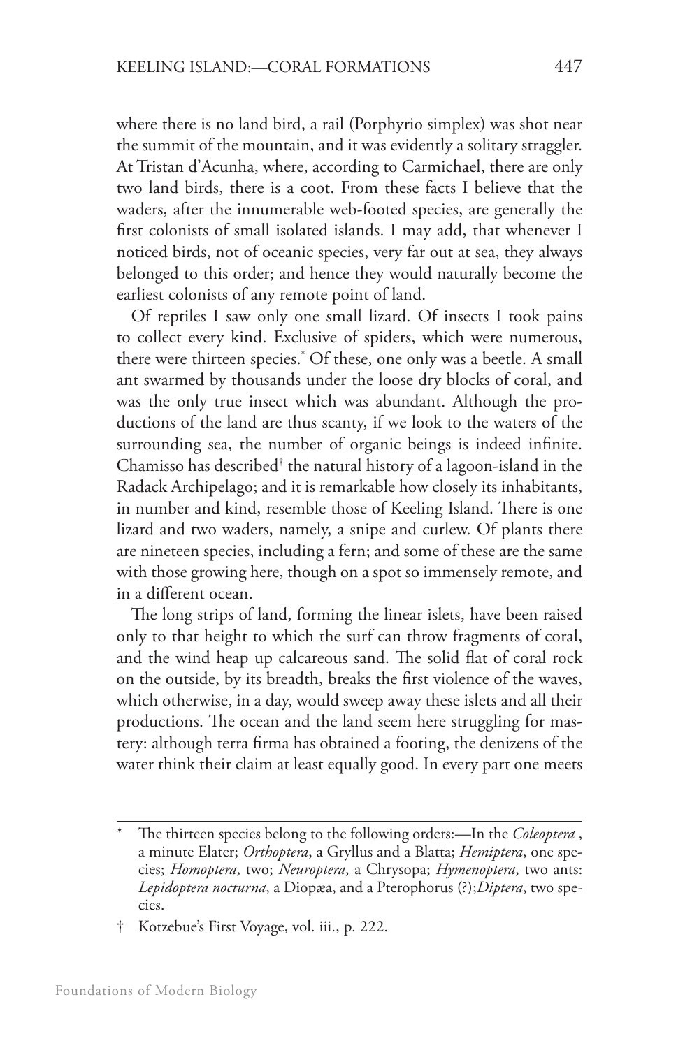where there is no land bird, a rail (Porphyrio simplex) was shot near the summit of the mountain, and it was evidently a solitary straggler. At Tristan d'Acunha, where, according to Carmichael, there are only two land birds, there is a coot. From these facts I believe that the waders, after the innumerable web-footed species, are generally the first colonists of small isolated islands. I may add, that whenever I noticed birds, not of oceanic species, very far out at sea, they always belonged to this order; and hence they would naturally become the earliest colonists of any remote point of land.

Of reptiles I saw only one small lizard. Of insects I took pains to collect every kind. Exclusive of spiders, which were numerous, there were thirteen species.* Of these, one only was a beetle. A small ant swarmed by thousands under the loose dry blocks of coral, and was the only true insect which was abundant. Although the productions of the land are thus scanty, if we look to the waters of the surrounding sea, the number of organic beings is indeed infinite. Chamisso has described† the natural history of a lagoon-island in the Radack Archipelago; and it is remarkable how closely its inhabitants, in number and kind, resemble those of Keeling Island. There is one lizard and two waders, namely, a snipe and curlew. Of plants there are nineteen species, including a fern; and some of these are the same with those growing here, though on a spot so immensely remote, and in a different ocean.

The long strips of land, forming the linear islets, have been raised only to that height to which the surf can throw fragments of coral, and the wind heap up calcareous sand. The solid flat of coral rock on the outside, by its breadth, breaks the first violence of the waves, which otherwise, in a day, would sweep away these islets and all their productions. The ocean and the land seem here struggling for mastery: although terra firma has obtained a footing, the denizens of the water think their claim at least equally good. In every part one meets

---

\* The thirteen species belong to the following orders:—In the *Coleoptera* , a minute Elater; *Orthoptera*, a Gryllus and a Blatta; *Hemiptera*, one species; *Homoptera*, two; *Neuroptera*, a Chrysopa; *Hymenoptera*, two ants: *Lepidoptera nocturna*, a Diopæa, and a Pterophorus (?);*Diptera*, two species.

† Kotzebue's First Voyage, vol. iii., p. 222.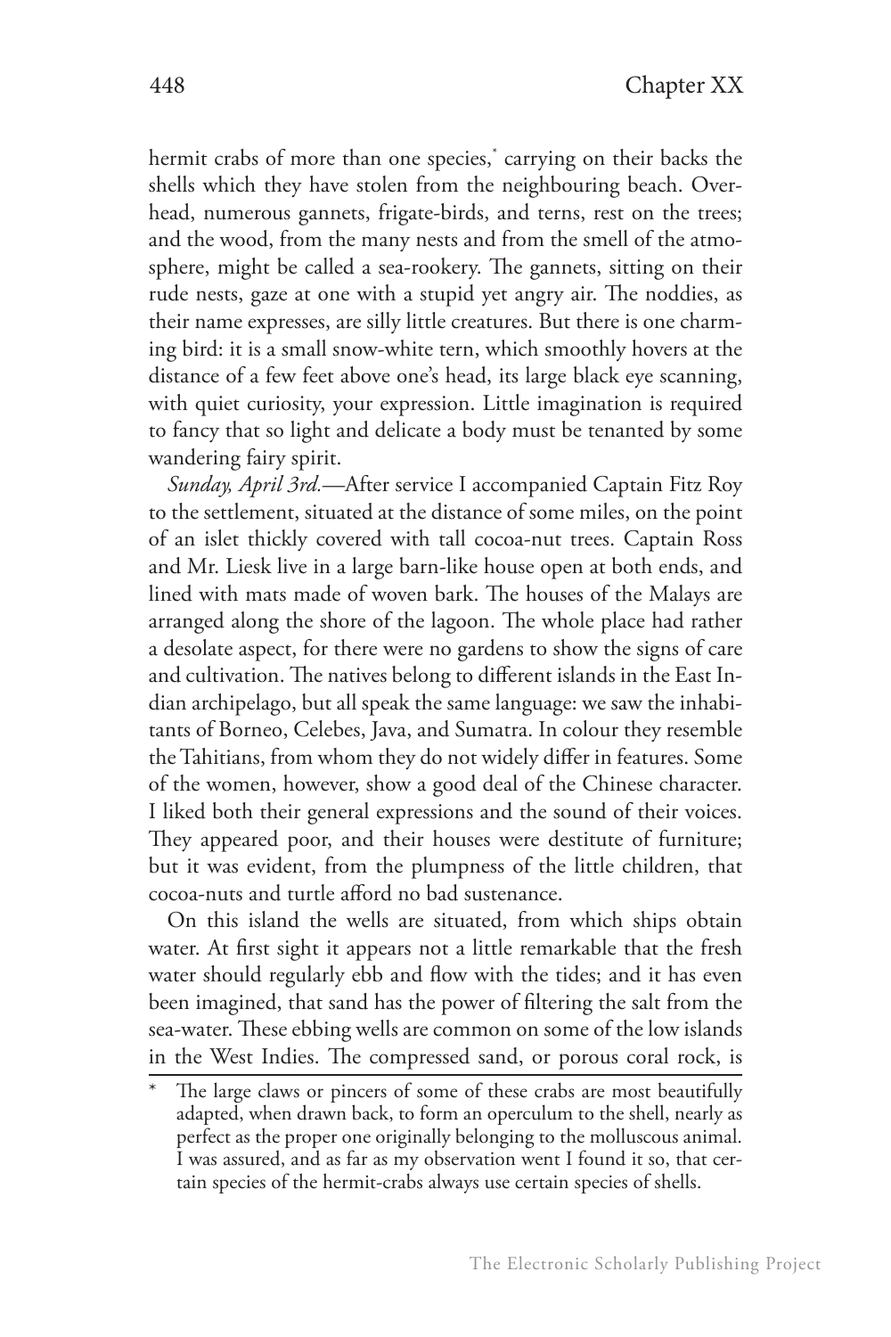hermit crabs of more than one species,* carrying on their backs the shells which they have stolen from the neighbouring beach. Overhead, numerous gannets, frigate-birds, and terns, rest on the trees; and the wood, from the many nests and from the smell of the atmosphere, might be called a sea-rookery. The gannets, sitting on their rude nests, gaze at one with a stupid yet angry air. The noddies, as their name expresses, are silly little creatures. But there is one charming bird: it is a small snow-white tern, which smoothly hovers at the distance of a few feet above one's head, its large black eye scanning, with quiet curiosity, your expression. Little imagination is required to fancy that so light and delicate a body must be tenanted by some wandering fairy spirit.

*Sunday, April 3rd.*—After service I accompanied Captain Fitz Roy to the settlement, situated at the distance of some miles, on the point of an islet thickly covered with tall cocoa-nut trees. Captain Ross and Mr. Liesk live in a large barn-like house open at both ends, and lined with mats made of woven bark. The houses of the Malays are arranged along the shore of the lagoon. The whole place had rather a desolate aspect, for there were no gardens to show the signs of care and cultivation. The natives belong to different islands in the East Indian archipelago, but all speak the same language: we saw the inhabitants of Borneo, Celebes, Java, and Sumatra. In colour they resemble the Tahitians, from whom they do not widely differ in features. Some of the women, however, show a good deal of the Chinese character. I liked both their general expressions and the sound of their voices. They appeared poor, and their houses were destitute of furniture; but it was evident, from the plumpness of the little children, that cocoa-nuts and turtle afford no bad sustenance.

On this island the wells are situated, from which ships obtain water. At first sight it appears not a little remarkable that the fresh water should regularly ebb and flow with the tides; and it has even been imagined, that sand has the power of filtering the salt from the sea-water. These ebbing wells are common on some of the low islands in the West Indies. The compressed sand, or porous coral rock, is

---

\* The large claws or pincers of some of these crabs are most beautifully adapted, when drawn back, to form an operculum to the shell, nearly as perfect as the proper one originally belonging to the molluscous animal. I was assured, and as far as my observation went I found it so, that certain species of the hermit-crabs always use certain species of shells.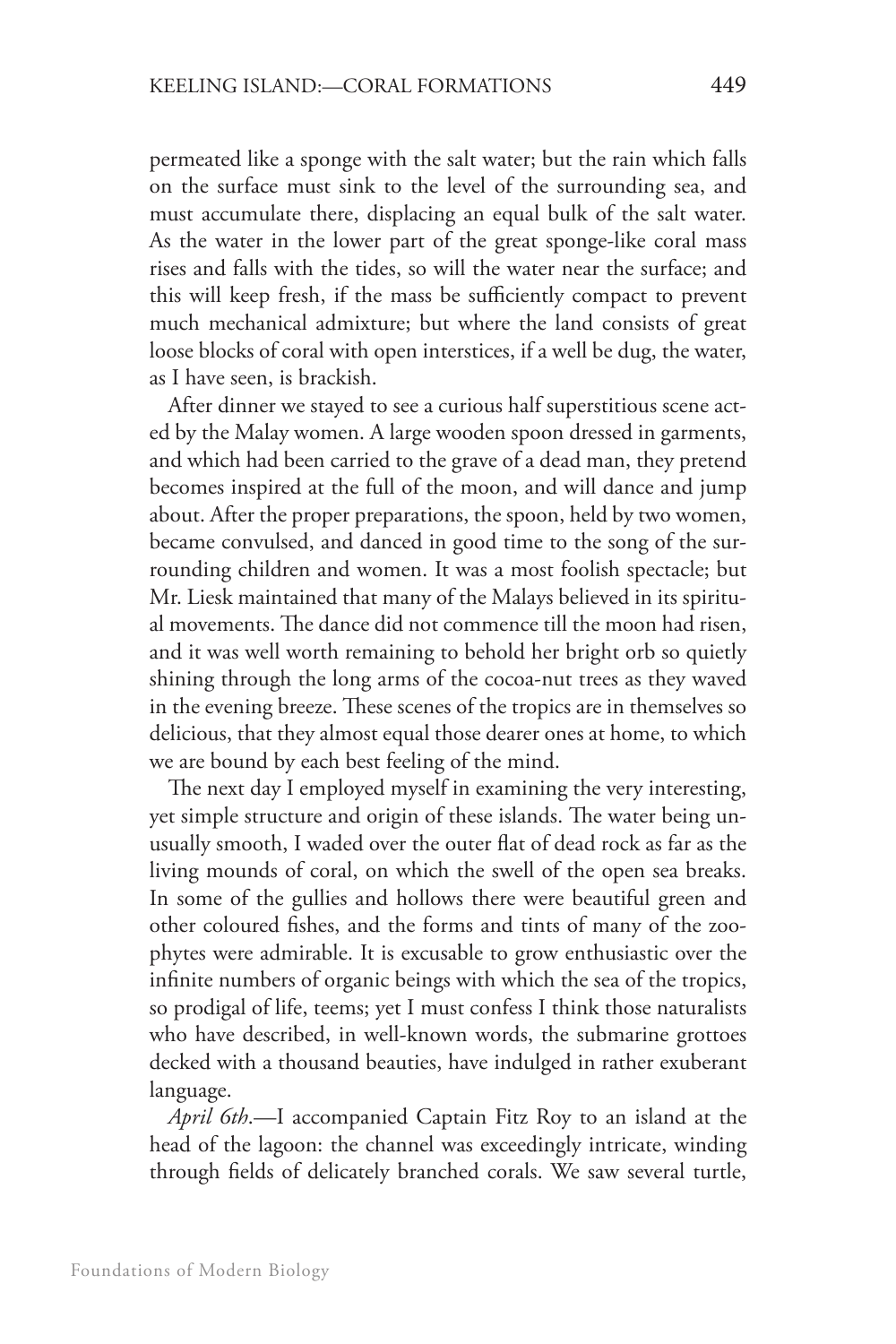permeated like a sponge with the salt water; but the rain which falls on the surface must sink to the level of the surrounding sea, and must accumulate there, displacing an equal bulk of the salt water. As the water in the lower part of the great sponge-like coral mass rises and falls with the tides, so will the water near the surface; and this will keep fresh, if the mass be sufficiently compact to prevent much mechanical admixture; but where the land consists of great loose blocks of coral with open interstices, if a well be dug, the water, as I have seen, is brackish.

After dinner we stayed to see a curious half superstitious scene acted by the Malay women. A large wooden spoon dressed in garments, and which had been carried to the grave of a dead man, they pretend becomes inspired at the full of the moon, and will dance and jump about. After the proper preparations, the spoon, held by two women, became convulsed, and danced in good time to the song of the surrounding children and women. It was a most foolish spectacle; but Mr. Liesk maintained that many of the Malays believed in its spiritual movements. The dance did not commence till the moon had risen, and it was well worth remaining to behold her bright orb so quietly shining through the long arms of the cocoa-nut trees as they waved in the evening breeze. These scenes of the tropics are in themselves so delicious, that they almost equal those dearer ones at home, to which we are bound by each best feeling of the mind.

The next day I employed myself in examining the very interesting, yet simple structure and origin of these islands. The water being unusually smooth, I waded over the outer flat of dead rock as far as the living mounds of coral, on which the swell of the open sea breaks. In some of the gullies and hollows there were beautiful green and other coloured fishes, and the forms and tints of many of the zoophytes were admirable. It is excusable to grow enthusiastic over the infinite numbers of organic beings with which the sea of the tropics, so prodigal of life, teems; yet I must confess I think those naturalists who have described, in well-known words, the submarine grottoes decked with a thousand beauties, have indulged in rather exuberant language.

*April 6th.*—I accompanied Captain Fitz Roy to an island at the head of the lagoon: the channel was exceedingly intricate, winding through fields of delicately branched corals. We saw several turtle,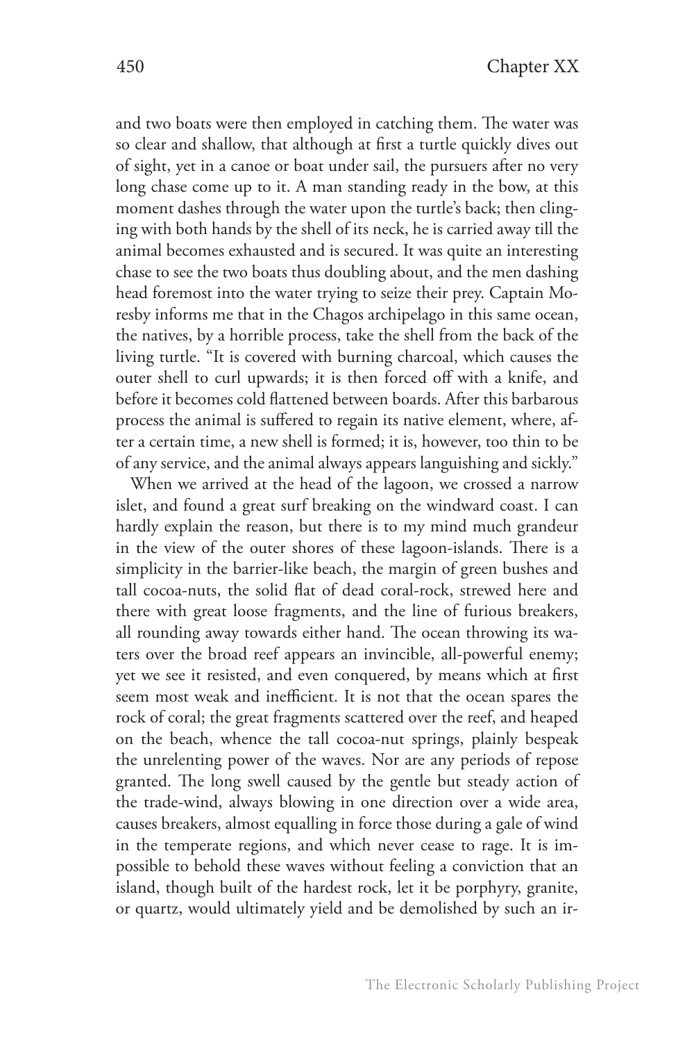and two boats were then employed in catching them. The water was so clear and shallow, that although at first a turtle quickly dives out of sight, yet in a canoe or boat under sail, the pursuers after no very long chase come up to it. A man standing ready in the bow, at this moment dashes through the water upon the turtle's back; then clinging with both hands by the shell of its neck, he is carried away till the animal becomes exhausted and is secured. It was quite an interesting chase to see the two boats thus doubling about, and the men dashing head foremost into the water trying to seize their prey. Captain Moresby informs me that in the Chagos archipelago in this same ocean, the natives, by a horrible process, take the shell from the back of the living turtle. "It is covered with burning charcoal, which causes the outer shell to curl upwards; it is then forced off with a knife, and before it becomes cold flattened between boards. After this barbarous process the animal is suffered to regain its native element, where, after a certain time, a new shell is formed; it is, however, too thin to be of any service, and the animal always appears languishing and sickly."

When we arrived at the head of the lagoon, we crossed a narrow islet, and found a great surf breaking on the windward coast. I can hardly explain the reason, but there is to my mind much grandeur in the view of the outer shores of these lagoon-islands. There is a simplicity in the barrier-like beach, the margin of green bushes and tall cocoa-nuts, the solid flat of dead coral-rock, strewed here and there with great loose fragments, and the line of furious breakers, all rounding away towards either hand. The ocean throwing its waters over the broad reef appears an invincible, all-powerful enemy; yet we see it resisted, and even conquered, by means which at first seem most weak and inefficient. It is not that the ocean spares the rock of coral; the great fragments scattered over the reef, and heaped on the beach, whence the tall cocoa-nut springs, plainly bespeak the unrelenting power of the waves. Nor are any periods of repose granted. The long swell caused by the gentle but steady action of the trade-wind, always blowing in one direction over a wide area, causes breakers, almost equalling in force those during a gale of wind in the temperate regions, and which never cease to rage. It is impossible to behold these waves without feeling a conviction that an island, though built of the hardest rock, let it be porphyry, granite, or quartz, would ultimately yield and be demolished by such an ir-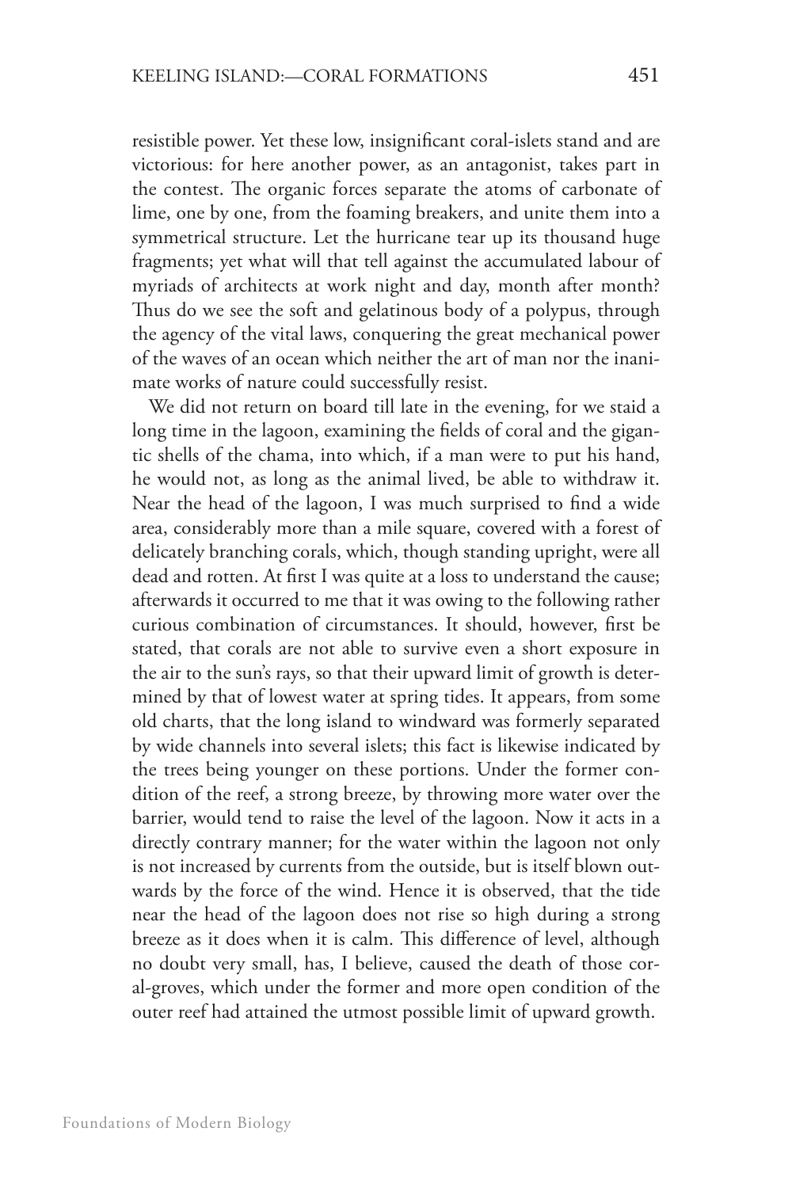resistible power. Yet these low, insignificant coral-islets stand and are victorious: for here another power, as an antagonist, takes part in the contest. The organic forces separate the atoms of carbonate of lime, one by one, from the foaming breakers, and unite them into a symmetrical structure. Let the hurricane tear up its thousand huge fragments; yet what will that tell against the accumulated labour of myriads of architects at work night and day, month after month? Thus do we see the soft and gelatinous body of a polypus, through the agency of the vital laws, conquering the great mechanical power of the waves of an ocean which neither the art of man nor the inanimate works of nature could successfully resist.

We did not return on board till late in the evening, for we staid a long time in the lagoon, examining the fields of coral and the gigantic shells of the chama, into which, if a man were to put his hand, he would not, as long as the animal lived, be able to withdraw it. Near the head of the lagoon, I was much surprised to find a wide area, considerably more than a mile square, covered with a forest of delicately branching corals, which, though standing upright, were all dead and rotten. At first I was quite at a loss to understand the cause; afterwards it occurred to me that it was owing to the following rather curious combination of circumstances. It should, however, first be stated, that corals are not able to survive even a short exposure in the air to the sun's rays, so that their upward limit of growth is determined by that of lowest water at spring tides. It appears, from some old charts, that the long island to windward was formerly separated by wide channels into several islets; this fact is likewise indicated by the trees being younger on these portions. Under the former condition of the reef, a strong breeze, by throwing more water over the barrier, would tend to raise the level of the lagoon. Now it acts in a directly contrary manner; for the water within the lagoon not only is not increased by currents from the outside, but is itself blown outwards by the force of the wind. Hence it is observed, that the tide near the head of the lagoon does not rise so high during a strong breeze as it does when it is calm. This difference of level, although no doubt very small, has, I believe, caused the death of those coral-groves, which under the former and more open condition of the outer reef had attained the utmost possible limit of upward growth.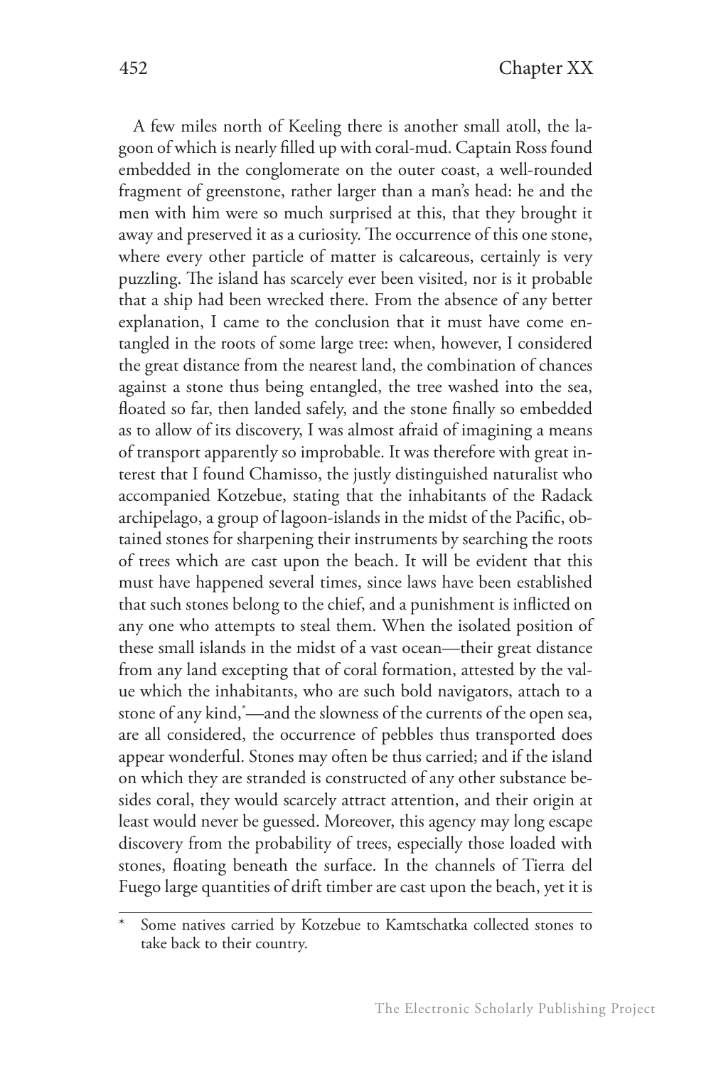A few miles north of Keeling there is another small atoll, the lagoon of which is nearly filled up with coral-mud. Captain Ross found embedded in the conglomerate on the outer coast, a well-rounded fragment of greenstone, rather larger than a man's head: he and the men with him were so much surprised at this, that they brought it away and preserved it as a curiosity. The occurrence of this one stone, where every other particle of matter is calcareous, certainly is very puzzling. The island has scarcely ever been visited, nor is it probable that a ship had been wrecked there. From the absence of any better explanation, I came to the conclusion that it must have come entangled in the roots of some large tree: when, however, I considered the great distance from the nearest land, the combination of chances against a stone thus being entangled, the tree washed into the sea, floated so far, then landed safely, and the stone finally so embedded as to allow of its discovery, I was almost afraid of imagining a means of transport apparently so improbable. It was therefore with great interest that I found Chamisso, the justly distinguished naturalist who accompanied Kotzebue, stating that the inhabitants of the Radack archipelago, a group of lagoon-islands in the midst of the Pacific, obtained stones for sharpening their instruments by searching the roots of trees which are cast upon the beach. It will be evident that this must have happened several times, since laws have been established that such stones belong to the chief, and a punishment is inflicted on any one who attempts to steal them. When the isolated position of these small islands in the midst of a vast ocean—their great distance from any land excepting that of coral formation, attested by the value which the inhabitants, who are such bold navigators, attach to a stone of any kind,*—and the slowness of the currents of the open sea, are all considered, the occurrence of pebbles thus transported does appear wonderful. Stones may often be thus carried; and if the island on which they are stranded is constructed of any other substance besides coral, they would scarcely attract attention, and their origin at least would never be guessed. Moreover, this agency may long escape discovery from the probability of trees, especially those loaded with stones, floating beneath the surface. In the channels of Tierra del Fuego large quantities of drift timber are cast upon the beach, yet it is

---

\* Some natives carried by Kotzebue to Kamtschatka collected stones to take back to their country.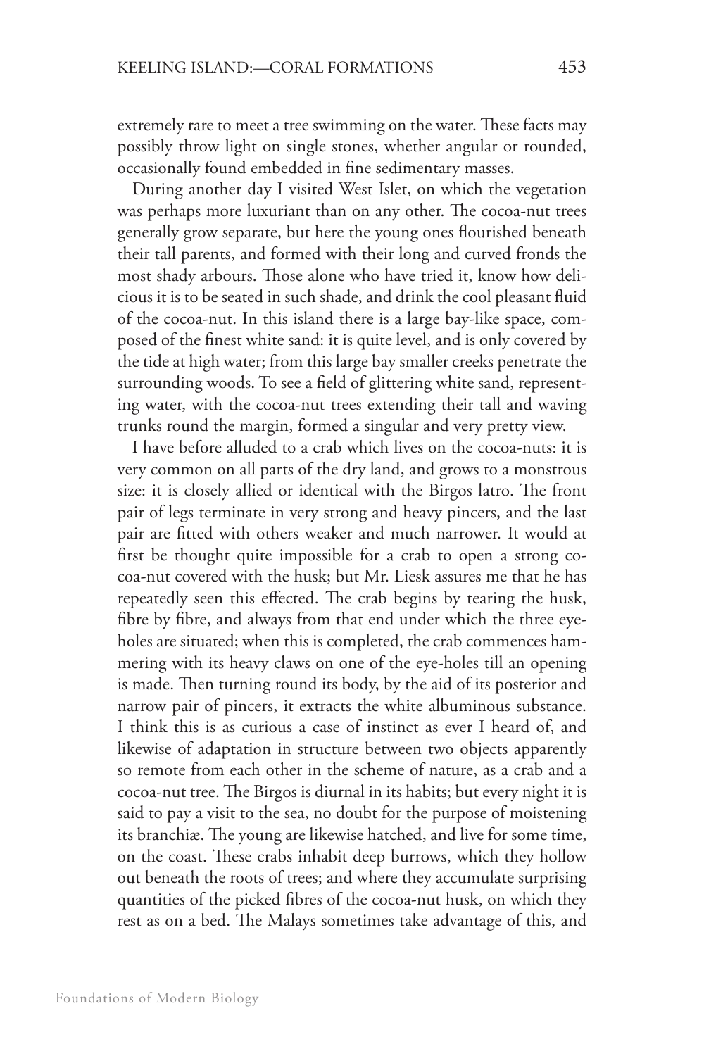extremely rare to meet a tree swimming on the water. These facts may possibly throw light on single stones, whether angular or rounded, occasionally found embedded in fine sedimentary masses.

During another day I visited West Islet, on which the vegetation was perhaps more luxuriant than on any other. The cocoa-nut trees generally grow separate, but here the young ones flourished beneath their tall parents, and formed with their long and curved fronds the most shady arbours. Those alone who have tried it, know how delicious it is to be seated in such shade, and drink the cool pleasant fluid of the cocoa-nut. In this island there is a large bay-like space, composed of the finest white sand: it is quite level, and is only covered by the tide at high water; from this large bay smaller creeks penetrate the surrounding woods. To see a field of glittering white sand, representing water, with the cocoa-nut trees extending their tall and waving trunks round the margin, formed a singular and very pretty view.

I have before alluded to a crab which lives on the cocoa-nuts: it is very common on all parts of the dry land, and grows to a monstrous size: it is closely allied or identical with the Birgos latro. The front pair of legs terminate in very strong and heavy pincers, and the last pair are fitted with others weaker and much narrower. It would at first be thought quite impossible for a crab to open a strong cocoa-nut covered with the husk; but Mr. Liesk assures me that he has repeatedly seen this effected. The crab begins by tearing the husk, fibre by fibre, and always from that end under which the three eye-holes are situated; when this is completed, the crab commences hammering with its heavy claws on one of the eye-holes till an opening is made. Then turning round its body, by the aid of its posterior and narrow pair of pincers, it extracts the white albuminous substance. I think this is as curious a case of instinct as ever I heard of, and likewise of adaptation in structure between two objects apparently so remote from each other in the scheme of nature, as a crab and a cocoa-nut tree. The Birgos is diurnal in its habits; but every night it is said to pay a visit to the sea, no doubt for the purpose of moistening its branchiæ. The young are likewise hatched, and live for some time, on the coast. These crabs inhabit deep burrows, which they hollow out beneath the roots of trees; and where they accumulate surprising quantities of the picked fibres of the cocoa-nut husk, on which they rest as on a bed. The Malays sometimes take advantage of this, and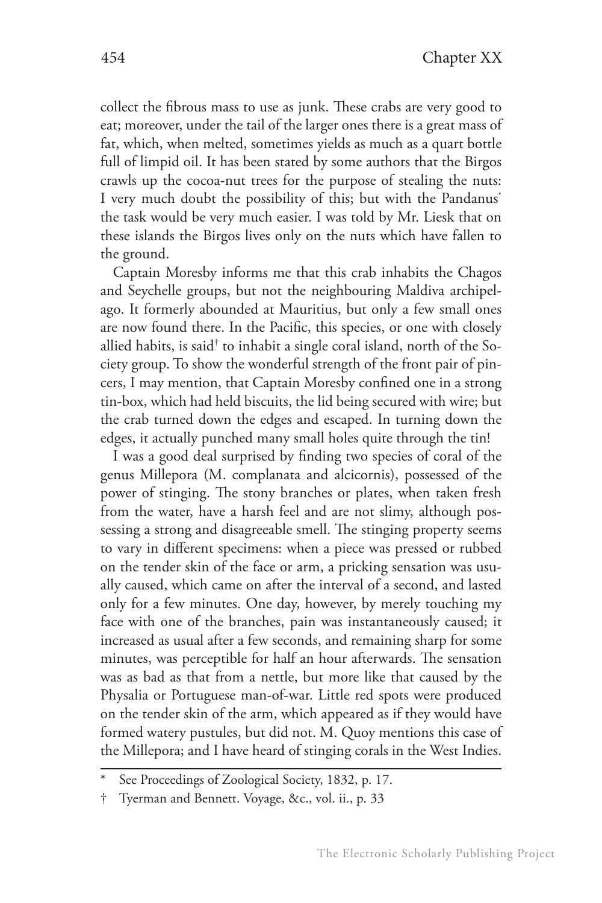collect the fibrous mass to use as junk. These crabs are very good to eat; moreover, under the tail of the larger ones there is a great mass of fat, which, when melted, sometimes yields as much as a quart bottle full of limpid oil. It has been stated by some authors that the Birgos crawls up the cocoa-nut trees for the purpose of stealing the nuts: I very much doubt the possibility of this; but with the Pandanus* the task would be very much easier. I was told by Mr. Liesk that on these islands the Birgos lives only on the nuts which have fallen to the ground.

Captain Moresby informs me that this crab inhabits the Chagos and Seychelle groups, but not the neighbouring Maldiva archipelago. It formerly abounded at Mauritius, but only a few small ones are now found there. In the Pacific, this species, or one with closely allied habits, is said† to inhabit a single coral island, north of the Society group. To show the wonderful strength of the front pair of pincers, I may mention, that Captain Moresby confined one in a strong tin-box, which had held biscuits, the lid being secured with wire; but the crab turned down the edges and escaped. In turning down the edges, it actually punched many small holes quite through the tin!

I was a good deal surprised by finding two species of coral of the genus Millepora (M. complanata and alcicornis), possessed of the power of stinging. The stony branches or plates, when taken fresh from the water, have a harsh feel and are not slimy, although possessing a strong and disagreeable smell. The stinging property seems to vary in different specimens: when a piece was pressed or rubbed on the tender skin of the face or arm, a pricking sensation was usually caused, which came on after the interval of a second, and lasted only for a few minutes. One day, however, by merely touching my face with one of the branches, pain was instantaneously caused; it increased as usual after a few seconds, and remaining sharp for some minutes, was perceptible for half an hour afterwards. The sensation was as bad as that from a nettle, but more like that caused by the Physalia or Portuguese man-of-war. Little red spots were produced on the tender skin of the arm, which appeared as if they would have formed watery pustules, but did not. M. Quoy mentions this case of the Millepora; and I have heard of stinging corals in the West Indies.

---

\* See Proceedings of Zoological Society, 1832, p. 17.

† Tyerman and Bennett. Voyage, &c., vol. ii., p. 33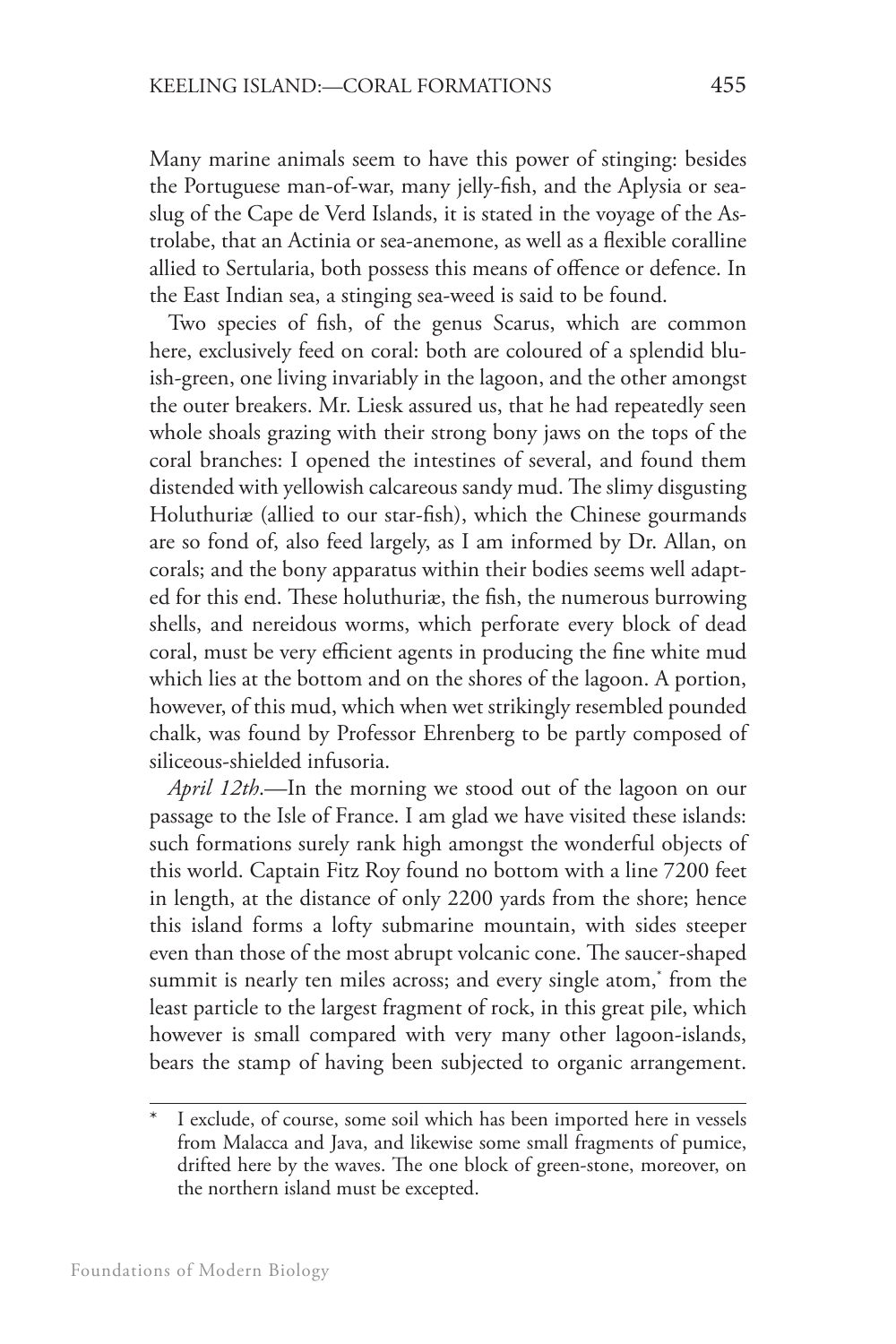Many marine animals seem to have this power of stinging: besides the Portuguese man-of-war, many jelly-fish, and the Aplysia or sea-slug of the Cape de Verd Islands, it is stated in the voyage of the Astrolabe, that an Actinia or sea-anemone, as well as a flexible coralline allied to Sertularia, both possess this means of offence or defence. In the East Indian sea, a stinging sea-weed is said to be found.

Two species of fish, of the genus Scarus, which are common here, exclusively feed on coral: both are coloured of a splendid bluish-green, one living invariably in the lagoon, and the other amongst the outer breakers. Mr. Liesk assured us, that he had repeatedly seen whole shoals grazing with their strong bony jaws on the tops of the coral branches: I opened the intestines of several, and found them distended with yellowish calcareous sandy mud. The slimy disgusting Holuthuriæ (allied to our star-fish), which the Chinese gourmands are so fond of, also feed largely, as I am informed by Dr. Allan, on corals; and the bony apparatus within their bodies seems well adapted for this end. These holuthuriæ, the fish, the numerous burrowing shells, and nereidous worms, which perforate every block of dead coral, must be very efficient agents in producing the fine white mud which lies at the bottom and on the shores of the lagoon. A portion, however, of this mud, which when wet strikingly resembled pounded chalk, was found by Professor Ehrenberg to be partly composed of siliceous-shielded infusoria.

*April 12th*.—In the morning we stood out of the lagoon on our passage to the Isle of France. I am glad we have visited these islands: such formations surely rank high amongst the wonderful objects of this world. Captain Fitz Roy found no bottom with a line 7200 feet in length, at the distance of only 2200 yards from the shore; hence this island forms a lofty submarine mountain, with sides steeper even than those of the most abrupt volcanic cone. The saucer-shaped summit is nearly ten miles across; and every single atom,* from the least particle to the largest fragment of rock, in this great pile, which however is small compared with very many other lagoon-islands, bears the stamp of having been subjected to organic arrangement.

---

\* I exclude, of course, some soil which has been imported here in vessels from Malacca and Java, and likewise some small fragments of pumice, drifted here by the waves. The one block of green-stone, moreover, on the northern island must be excepted.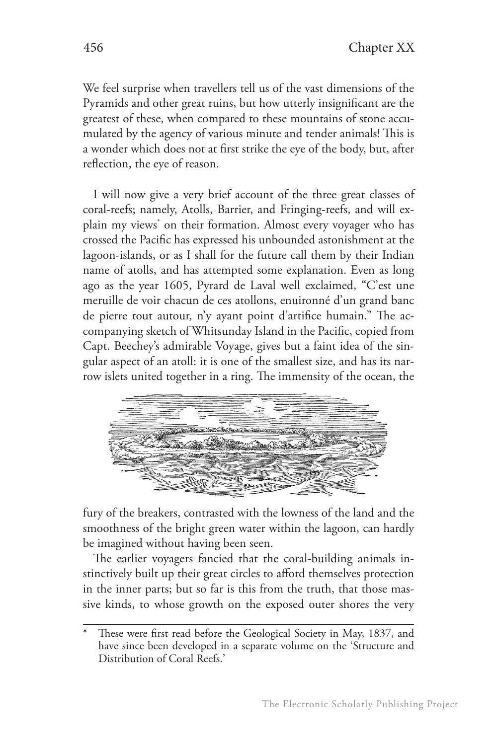We feel surprise when travellers tell us of the vast dimensions of the Pyramids and other great ruins, but how utterly insignificant are the greatest of these, when compared to these mountains of stone accumulated by the agency of various minute and tender animals! This is a wonder which does not at first strike the eye of the body, but, after reflection, the eye of reason.

I will now give a very brief account of the three great classes of coral-reefs; namely, Atolls, Barrier, and Fringing-reefs, and will explain my views* on their formation. Almost every voyager who has crossed the Pacific has expressed his unbounded astonishment at the lagoon-islands, or as I shall for the future call them by their Indian name of atolls, and has attempted some explanation. Even as long ago as the year 1605, Pyrard de Laval well exclaimed, "C'est une meruille de voir chacun de ces atollons, enuironné d'un grand banc de pierre tout autour, n'y ayant point d'artifice humain." The accompanying sketch of Whitsunday Island in the Pacific, copied from Capt. Beechey's admirable Voyage, gives but a faint idea of the singular aspect of an atoll: it is one of the smallest size, and has its narrow islets united together in a ring. The immensity of the ocean, the fury of the breakers, contrasted with the lowness of the land and the smoothness of the bright green water within the lagoon, can hardly be imagined without having been seen.

The earlier voyagers fancied that the coral-building animals instinctively built up their great circles to afford themselves protection in the inner parts; but so far is this from the truth, that those massive kinds, to whose growth on the exposed outer shores the very

---

* These were first read before the Geological Society in May, 1837, and have since been developed in a separate volume on the 'Structure and Distribution of Coral Reefs.'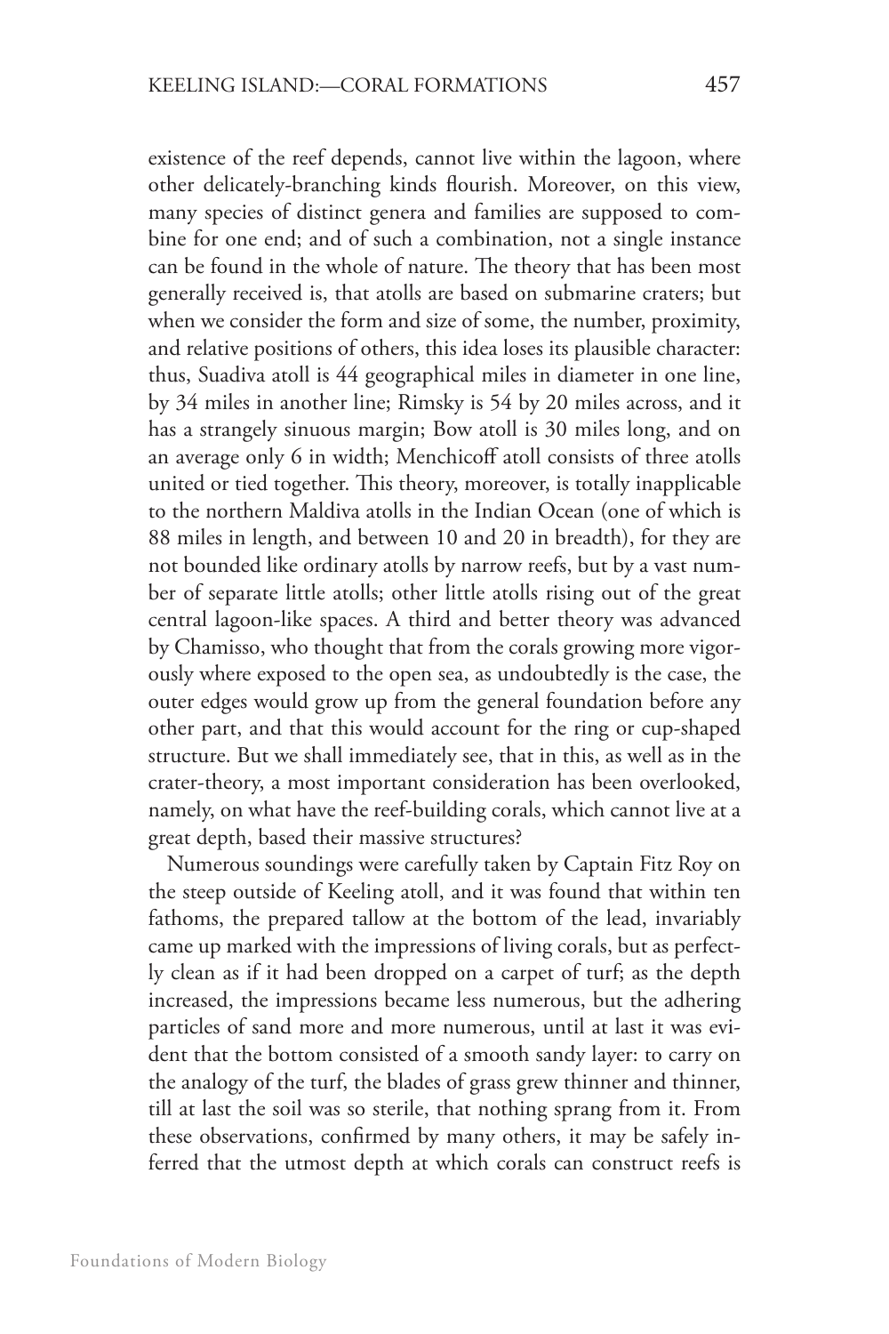existence of the reef depends, cannot live within the lagoon, where other delicately-branching kinds flourish. Moreover, on this view, many species of distinct genera and families are supposed to combine for one end; and of such a combination, not a single instance can be found in the whole of nature. The theory that has been most generally received is, that atolls are based on submarine craters; but when we consider the form and size of some, the number, proximity, and relative positions of others, this idea loses its plausible character: thus, Suadiva atoll is 44 geographical miles in diameter in one line, by 34 miles in another line; Rimsky is 54 by 20 miles across, and it has a strangely sinuous margin; Bow atoll is 30 miles long, and on an average only 6 in width; Menchicoff atoll consists of three atolls united or tied together. This theory, moreover, is totally inapplicable to the northern Maldiva atolls in the Indian Ocean (one of which is 88 miles in length, and between 10 and 20 in breadth), for they are not bounded like ordinary atolls by narrow reefs, but by a vast number of separate little atolls; other little atolls rising out of the great central lagoon-like spaces. A third and better theory was advanced by Chamisso, who thought that from the corals growing more vigorously where exposed to the open sea, as undoubtedly is the case, the outer edges would grow up from the general foundation before any other part, and that this would account for the ring or cup-shaped structure. But we shall immediately see, that in this, as well as in the crater-theory, a most important consideration has been overlooked, namely, on what have the reef-building corals, which cannot live at a great depth, based their massive structures?

Numerous soundings were carefully taken by Captain Fitz Roy on the steep outside of Keeling atoll, and it was found that within ten fathoms, the prepared tallow at the bottom of the lead, invariably came up marked with the impressions of living corals, but as perfectly clean as if it had been dropped on a carpet of turf; as the depth increased, the impressions became less numerous, but the adhering particles of sand more and more numerous, until at last it was evident that the bottom consisted of a smooth sandy layer: to carry on the analogy of the turf, the blades of grass grew thinner and thinner, till at last the soil was so sterile, that nothing sprang from it. From these observations, confirmed by many others, it may be safely inferred that the utmost depth at which corals can construct reefs is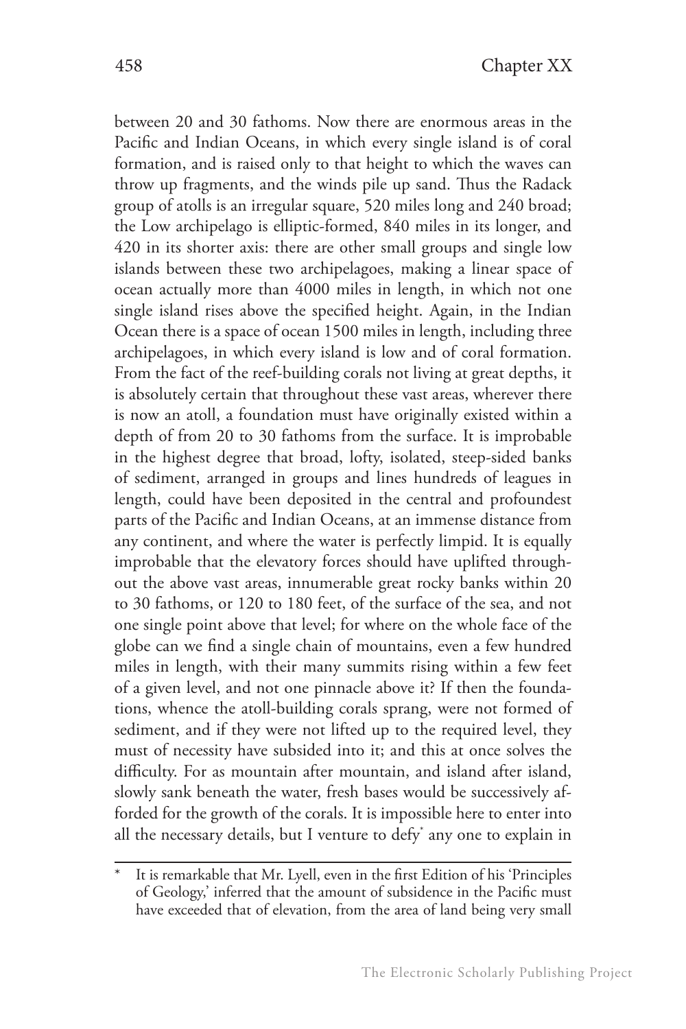between 20 and 30 fathoms. Now there are enormous areas in the Pacific and Indian Oceans, in which every single island is of coral formation, and is raised only to that height to which the waves can throw up fragments, and the winds pile up sand. Thus the Radack group of atolls is an irregular square, 520 miles long and 240 broad; the Low archipelago is elliptic-formed, 840 miles in its longer, and 420 in its shorter axis: there are other small groups and single low islands between these two archipelagoes, making a linear space of ocean actually more than 4000 miles in length, in which not one single island rises above the specified height. Again, in the Indian Ocean there is a space of ocean 1500 miles in length, including three archipelagoes, in which every island is low and of coral formation. From the fact of the reef-building corals not living at great depths, it is absolutely certain that throughout these vast areas, wherever there is now an atoll, a foundation must have originally existed within a depth of from 20 to 30 fathoms from the surface. It is improbable in the highest degree that broad, lofty, isolated, steep-sided banks of sediment, arranged in groups and lines hundreds of leagues in length, could have been deposited in the central and profoundest parts of the Pacific and Indian Oceans, at an immense distance from any continent, and where the water is perfectly limpid. It is equally improbable that the elevatory forces should have uplifted throughout the above vast areas, innumerable great rocky banks within 20 to 30 fathoms, or 120 to 180 feet, of the surface of the sea, and not one single point above that level; for where on the whole face of the globe can we find a single chain of mountains, even a few hundred miles in length, with their many summits rising within a few feet of a given level, and not one pinnacle above it? If then the foundations, whence the atoll-building corals sprang, were not formed of sediment, and if they were not lifted up to the required level, they must of necessity have subsided into it; and this at once solves the difficulty. For as mountain after mountain, and island after island, slowly sank beneath the water, fresh bases would be successively afforded for the growth of the corals. It is impossible here to enter into all the necessary details, but I venture to defy* any one to explain in

---

\* It is remarkable that Mr. Lyell, even in the first Edition of his 'Principles of Geology,' inferred that the amount of subsidence in the Pacific must have exceeded that of elevation, from the area of land being very small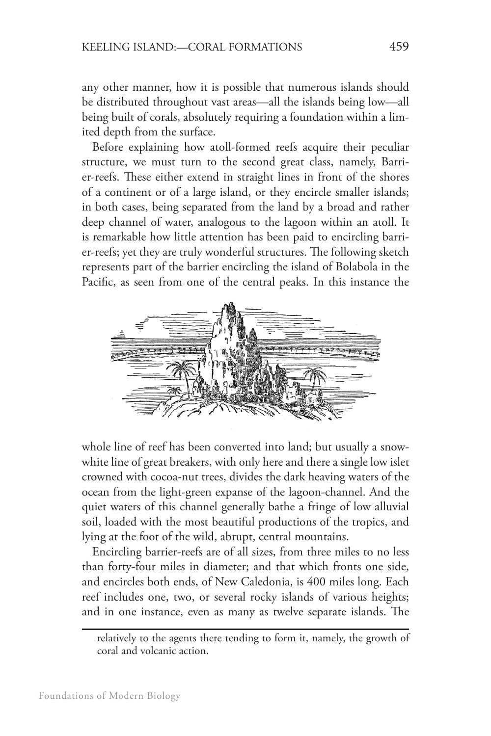any other manner, how it is possible that numerous islands should be distributed throughout vast areas—all the islands being low—all being built of corals, absolutely requiring a foundation within a limited depth from the surface.

Before explaining how atoll-formed reefs acquire their peculiar structure, we must turn to the second great class, namely, Barrier-reefs. These either extend in straight lines in front of the shores of a continent or of a large island, or they encircle smaller islands; in both cases, being separated from the land by a broad and rather deep channel of water, analogous to the lagoon within an atoll. It is remarkable how little attention has been paid to encircling barrier-reefs; yet they are truly wonderful structures. The following sketch represents part of the barrier encircling the island of Bolabola in the Pacific, as seen from one of the central peaks. In this instance the whole line of reef has been converted into land; but usually a snow-white line of great breakers, with only here and there a single low islet crowned with cocoa-nut trees, divides the dark heaving waters of the ocean from the light-green expanse of the lagoon-channel. And the quiet waters of this channel generally bathe a fringe of low alluvial soil, loaded with the most beautiful productions of the tropics, and lying at the foot of the wild, abrupt, central mountains.

Encircling barrier-reefs are of all sizes, from three miles to no less than forty-four miles in diameter; and that which fronts one side, and encircles both ends, of New Caledonia, is 400 miles long. Each reef includes one, two, or several rocky islands of various heights; and in one instance, even as many as twelve separate islands. The

---

relatively to the agents there tending to form it, namely, the growth of coral and volcanic action.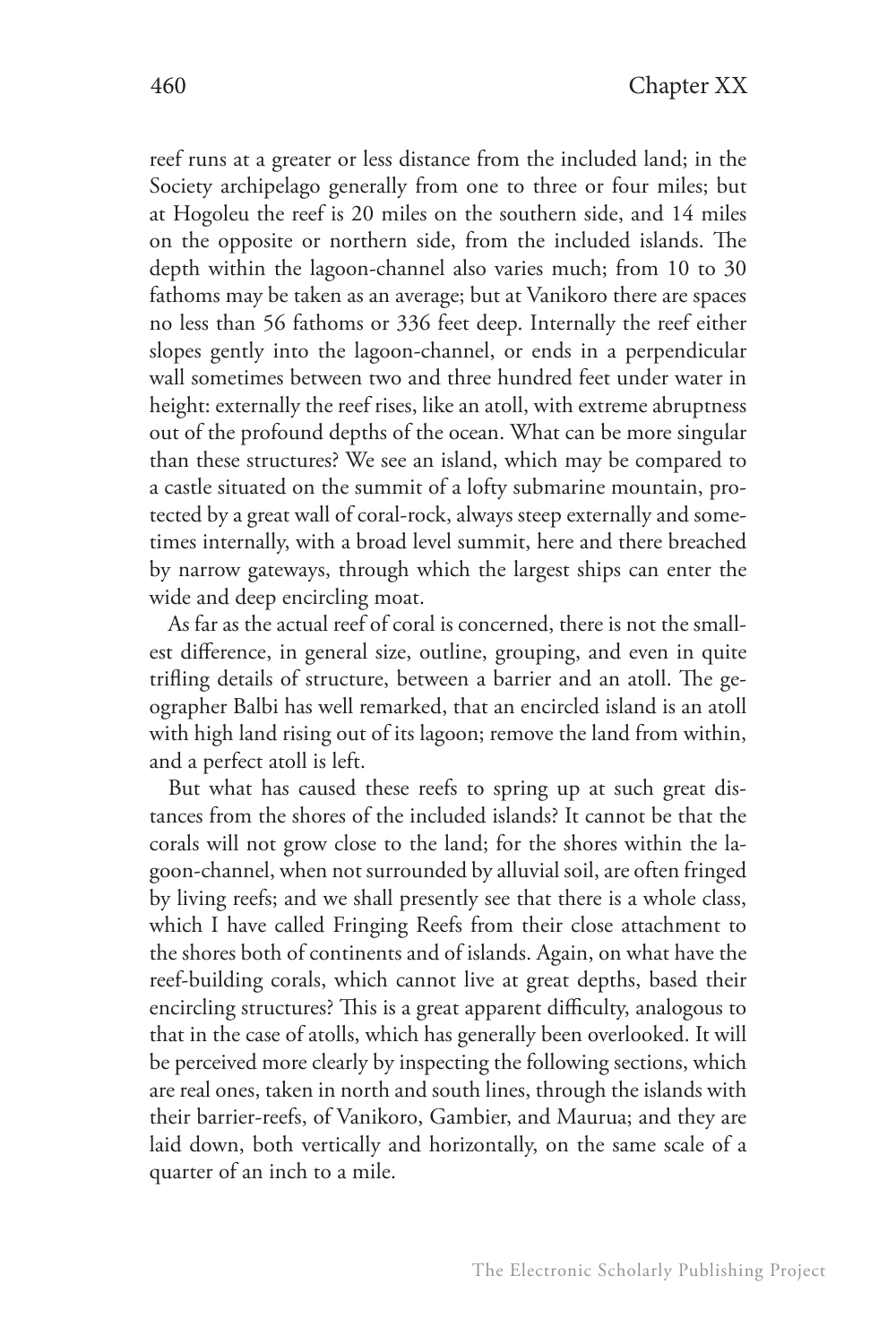reef runs at a greater or less distance from the included land; in the Society archipelago generally from one to three or four miles; but at Hogoleu the reef is 20 miles on the southern side, and 14 miles on the opposite or northern side, from the included islands. The depth within the lagoon-channel also varies much; from 10 to 30 fathoms may be taken as an average; but at Vanikoro there are spaces no less than 56 fathoms or 336 feet deep. Internally the reef either slopes gently into the lagoon-channel, or ends in a perpendicular wall sometimes between two and three hundred feet under water in height: externally the reef rises, like an atoll, with extreme abruptness out of the profound depths of the ocean. What can be more singular than these structures? We see an island, which may be compared to a castle situated on the summit of a lofty submarine mountain, protected by a great wall of coral-rock, always steep externally and sometimes internally, with a broad level summit, here and there breached by narrow gateways, through which the largest ships can enter the wide and deep encircling moat.

As far as the actual reef of coral is concerned, there is not the smallest difference, in general size, outline, grouping, and even in quite trifling details of structure, between a barrier and an atoll. The geographer Balbi has well remarked, that an encircled island is an atoll with high land rising out of its lagoon; remove the land from within, and a perfect atoll is left.

But what has caused these reefs to spring up at such great distances from the shores of the included islands? It cannot be that the corals will not grow close to the land; for the shores within the lagoon-channel, when not surrounded by alluvial soil, are often fringed by living reefs; and we shall presently see that there is a whole class, which I have called Fringing Reefs from their close attachment to the shores both of continents and of islands. Again, on what have the reef-building corals, which cannot live at great depths, based their encircling structures? This is a great apparent difficulty, analogous to that in the case of atolls, which has generally been overlooked. It will be perceived more clearly by inspecting the following sections, which are real ones, taken in north and south lines, through the islands with their barrier-reefs, of Vanikoro, Gambier, and Maurua; and they are laid down, both vertically and horizontally, on the same scale of a quarter of an inch to a mile.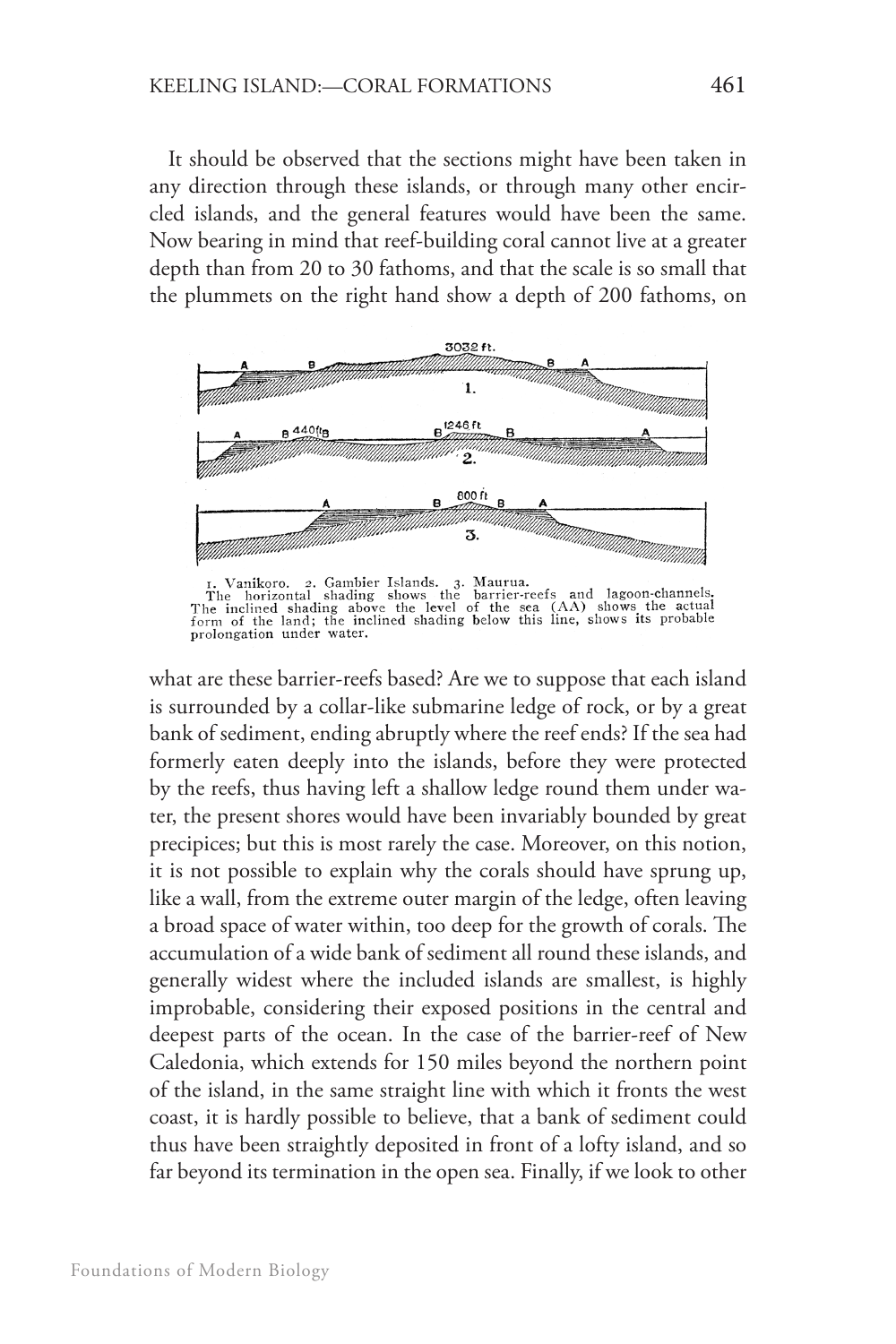It should be observed that the sections might have been taken in any direction through these islands, or through many other encircled islands, and the general features would have been the same. Now bearing in mind that reef-building coral cannot live at a greater depth than from 20 to 30 fathoms, and that the scale is so small that the plummets on the right hand show a depth of 200 fathoms, on

1. Vanikoro. 2. Gambier Islands. 3. Maurua.
The horizontal shading shows the barrier-reefs and lagoon-channels. The inclined shading above the level of the sea (AA) shows the actual form of the land; the inclined shading below this line, shows its probable prolongation under water.

what are these barrier-reefs based? Are we to suppose that each island is surrounded by a collar-like submarine ledge of rock, or by a great bank of sediment, ending abruptly where the reef ends? If the sea had formerly eaten deeply into the islands, before they were protected by the reefs, thus having left a shallow ledge round them under water, the present shores would have been invariably bounded by great precipices; but this is most rarely the case. Moreover, on this notion, it is not possible to explain why the corals should have sprung up, like a wall, from the extreme outer margin of the ledge, often leaving a broad space of water within, too deep for the growth of corals. The accumulation of a wide bank of sediment all round these islands, and generally widest where the included islands are smallest, is highly improbable, considering their exposed positions in the central and deepest parts of the ocean. In the case of the barrier-reef of New Caledonia, which extends for 150 miles beyond the northern point of the island, in the same straight line with which it fronts the west coast, it is hardly possible to believe, that a bank of sediment could thus have been straightly deposited in front of a lofty island, and so far beyond its termination in the open sea. Finally, if we look to other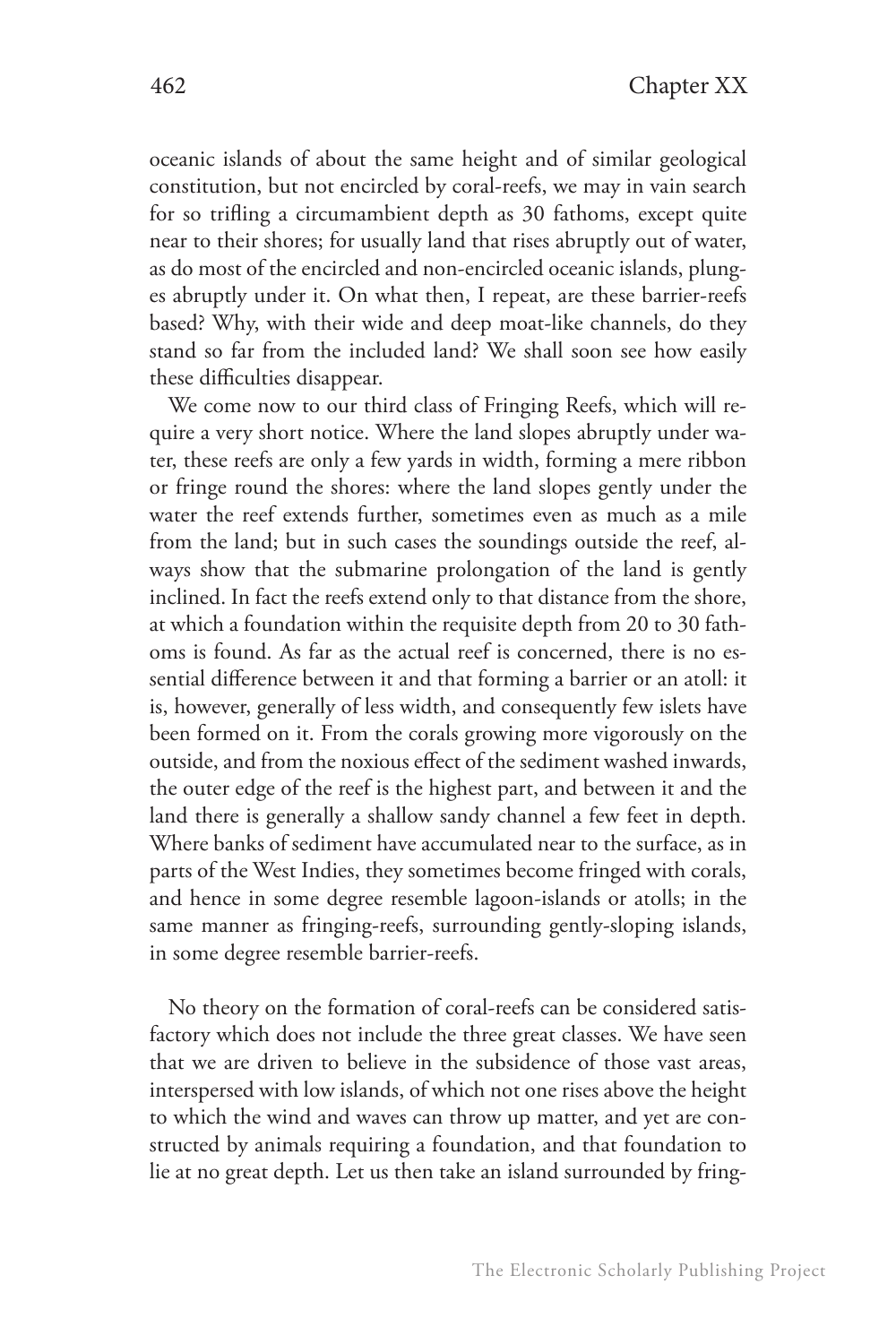oceanic islands of about the same height and of similar geological constitution, but not encircled by coral-reefs, we may in vain search for so trifling a circumambient depth as 30 fathoms, except quite near to their shores; for usually land that rises abruptly out of water, as do most of the encircled and non-encircled oceanic islands, plunges abruptly under it. On what then, I repeat, are these barrier-reefs based? Why, with their wide and deep moat-like channels, do they stand so far from the included land? We shall soon see how easily these difficulties disappear.

We come now to our third class of Fringing Reefs, which will require a very short notice. Where the land slopes abruptly under water, these reefs are only a few yards in width, forming a mere ribbon or fringe round the shores: where the land slopes gently under the water the reef extends further, sometimes even as much as a mile from the land; but in such cases the soundings outside the reef, always show that the submarine prolongation of the land is gently inclined. In fact the reefs extend only to that distance from the shore, at which a foundation within the requisite depth from 20 to 30 fathoms is found. As far as the actual reef is concerned, there is no essential difference between it and that forming a barrier or an atoll: it is, however, generally of less width, and consequently few islets have been formed on it. From the corals growing more vigorously on the outside, and from the noxious effect of the sediment washed inwards, the outer edge of the reef is the highest part, and between it and the land there is generally a shallow sandy channel a few feet in depth. Where banks of sediment have accumulated near to the surface, as in parts of the West Indies, they sometimes become fringed with corals, and hence in some degree resemble lagoon-islands or atolls; in the same manner as fringing-reefs, surrounding gently-sloping islands, in some degree resemble barrier-reefs.

No theory on the formation of coral-reefs can be considered satisfactory which does not include the three great classes. We have seen that we are driven to believe in the subsidence of those vast areas, interspersed with low islands, of which not one rises above the height to which the wind and waves can throw up matter, and yet are constructed by animals requiring a foundation, and that foundation to lie at no great depth. Let us then take an island surrounded by fring-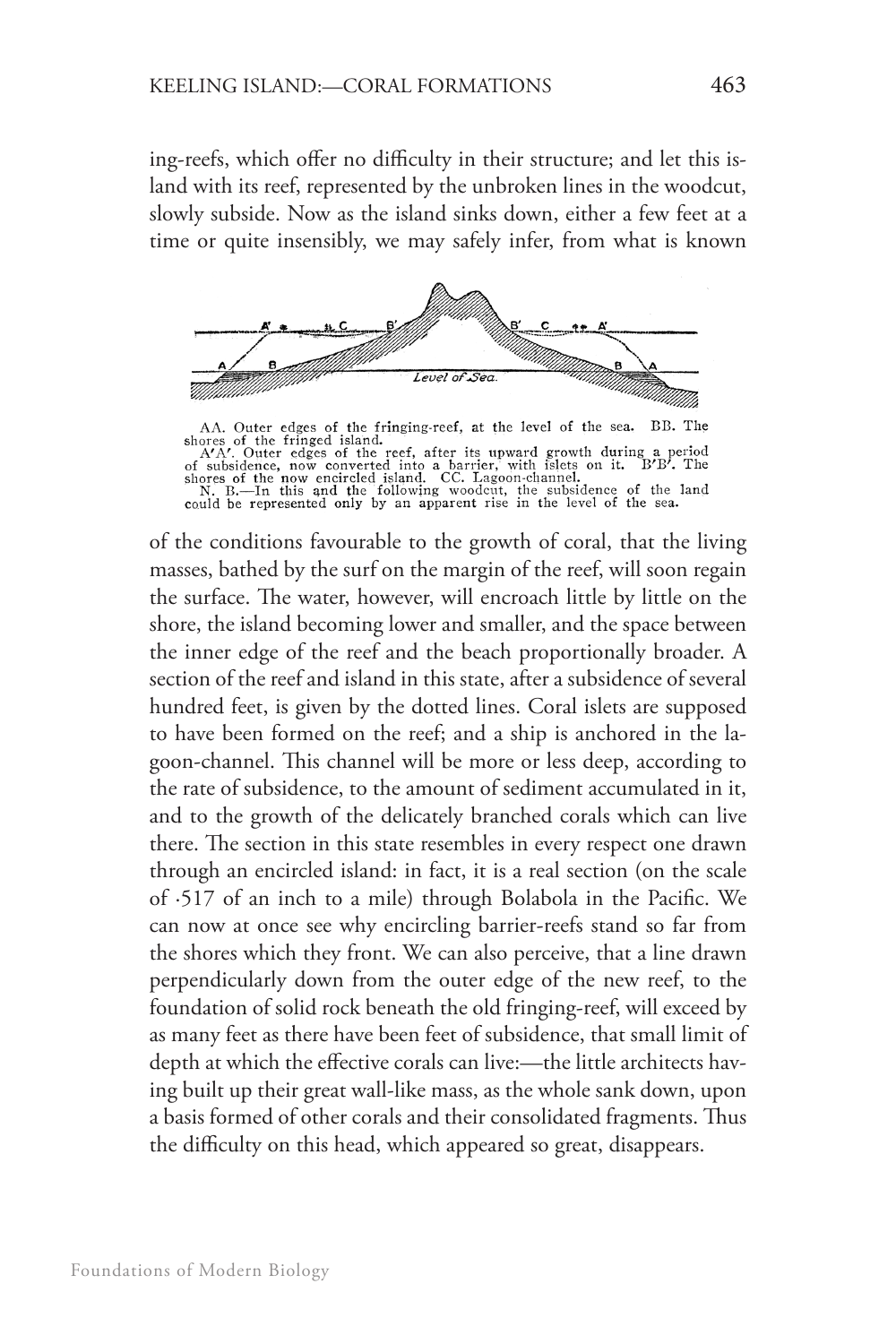ing-reefs, which offer no difficulty in their structure; and let this island with its reef, represented by the unbroken lines in the woodcut, slowly subside. Now as the island sinks down, either a few feet at a time or quite insensibly, we may safely infer, from what is known

AA. Outer edges of the fringing-reef, at the level of the sea. BB. The shores of the fringed island.
A′A′. Outer edges of the reef, after its upward growth during a period of subsidence, now converted into a barrier, with islets on it. B′B′. The shores of the now encircled island. CC. Lagoon-channel.
N. B.—In this and the following woodcut, the subsidence of the land could be represented only by an apparent rise in the level of the sea.

of the conditions favourable to the growth of coral, that the living masses, bathed by the surf on the margin of the reef, will soon regain the surface. The water, however, will encroach little by little on the shore, the island becoming lower and smaller, and the space between the inner edge of the reef and the beach proportionally broader. A section of the reef and island in this state, after a subsidence of several hundred feet, is given by the dotted lines. Coral islets are supposed to have been formed on the reef; and a ship is anchored in the lagoon-channel. This channel will be more or less deep, according to the rate of subsidence, to the amount of sediment accumulated in it, and to the growth of the delicately branched corals which can live there. The section in this state resembles in every respect one drawn through an encircled island: in fact, it is a real section (on the scale of ·517 of an inch to a mile) through Bolabola in the Pacific. We can now at once see why encircling barrier-reefs stand so far from the shores which they front. We can also perceive, that a line drawn perpendicularly down from the outer edge of the new reef, to the foundation of solid rock beneath the old fringing-reef, will exceed by as many feet as there have been feet of subsidence, that small limit of depth at which the effective corals can live:—the little architects having built up their great wall-like mass, as the whole sank down, upon a basis formed of other corals and their consolidated fragments. Thus the difficulty on this head, which appeared so great, disappears.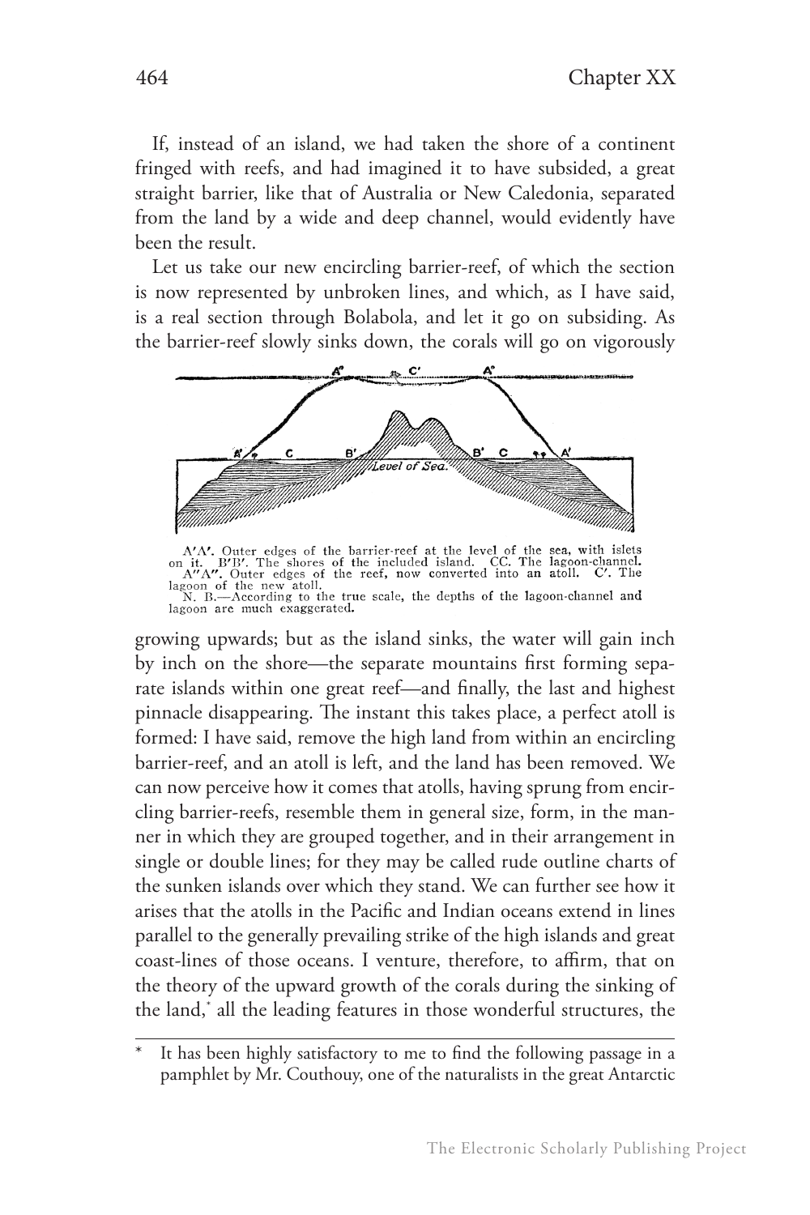If, instead of an island, we had taken the shore of a continent fringed with reefs, and had imagined it to have subsided, a great straight barrier, like that of Australia or New Caledonia, separated from the land by a wide and deep channel, would evidently have been the result.

Let us take our new encircling barrier-reef, of which the section is now represented by unbroken lines, and which, as I have said, is a real section through Bolabola, and let it go on subsiding. As the barrier-reef slowly sinks down, the corals will go on vigorously

A′A′. Outer edges of the barrier-reef at the level of the sea, with islets on it. B′B′. The shores of the included island. CC. The lagoon-channel. A″A″. Outer edges of the reef, now converted into an atoll. C′. The lagoon of the new atoll.
N. B.—According to the true scale, the depths of the lagoon-channel and lagoon are much exaggerated.

growing upwards; but as the island sinks, the water will gain inch by inch on the shore—the separate mountains first forming separate islands within one great reef—and finally, the last and highest pinnacle disappearing. The instant this takes place, a perfect atoll is formed: I have said, remove the high land from within an encircling barrier-reef, and an atoll is left, and the land has been removed. We can now perceive how it comes that atolls, having sprung from encircling barrier-reefs, resemble them in general size, form, in the manner in which they are grouped together, and in their arrangement in single or double lines; for they may be called rude outline charts of the sunken islands over which they stand. We can further see how it arises that the atolls in the Pacific and Indian oceans extend in lines parallel to the generally prevailing strike of the high islands and great coast-lines of those oceans. I venture, therefore, to affirm, that on the theory of the upward growth of the corals during the sinking of the land,* all the leading features in those wonderful structures, the

---

\* It has been highly satisfactory to me to find the following passage in a pamphlet by Mr. Couthouy, one of the naturalists in the great Antarctic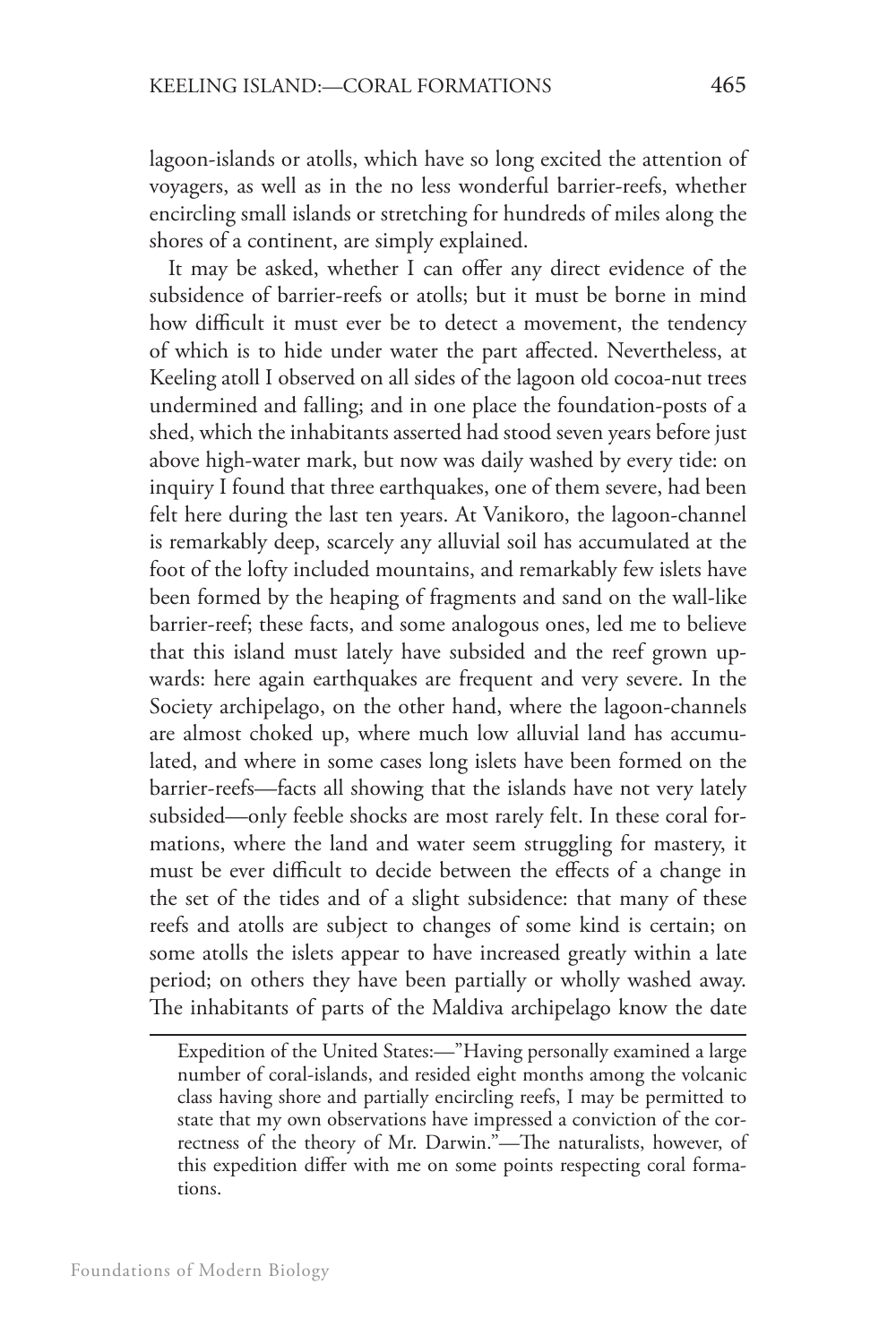lagoon-islands or atolls, which have so long excited the attention of voyagers, as well as in the no less wonderful barrier-reefs, whether encircling small islands or stretching for hundreds of miles along the shores of a continent, are simply explained.

It may be asked, whether I can offer any direct evidence of the subsidence of barrier-reefs or atolls; but it must be borne in mind how difficult it must ever be to detect a movement, the tendency of which is to hide under water the part affected. Nevertheless, at Keeling atoll I observed on all sides of the lagoon old cocoa-nut trees undermined and falling; and in one place the foundation-posts of a shed, which the inhabitants asserted had stood seven years before just above high-water mark, but now was daily washed by every tide: on inquiry I found that three earthquakes, one of them severe, had been felt here during the last ten years. At Vanikoro, the lagoon-channel is remarkably deep, scarcely any alluvial soil has accumulated at the foot of the lofty included mountains, and remarkably few islets have been formed by the heaping of fragments and sand on the wall-like barrier-reef; these facts, and some analogous ones, led me to believe that this island must lately have subsided and the reef grown upwards: here again earthquakes are frequent and very severe. In the Society archipelago, on the other hand, where the lagoon-channels are almost choked up, where much low alluvial land has accumulated, and where in some cases long islets have been formed on the barrier-reefs—facts all showing that the islands have not very lately subsided—only feeble shocks are most rarely felt. In these coral formations, where the land and water seem struggling for mastery, it must be ever difficult to decide between the effects of a change in the set of the tides and of a slight subsidence: that many of these reefs and atolls are subject to changes of some kind is certain; on some atolls the islets appear to have increased greatly within a late period; on others they have been partially or wholly washed away. The inhabitants of parts of the Maldiva archipelago know the date

---

Expedition of the United States:—"Having personally examined a large number of coral-islands, and resided eight months among the volcanic class having shore and partially encircling reefs, I may be permitted to state that my own observations have impressed a conviction of the correctness of the theory of Mr. Darwin."—The naturalists, however, of this expedition differ with me on some points respecting coral formations.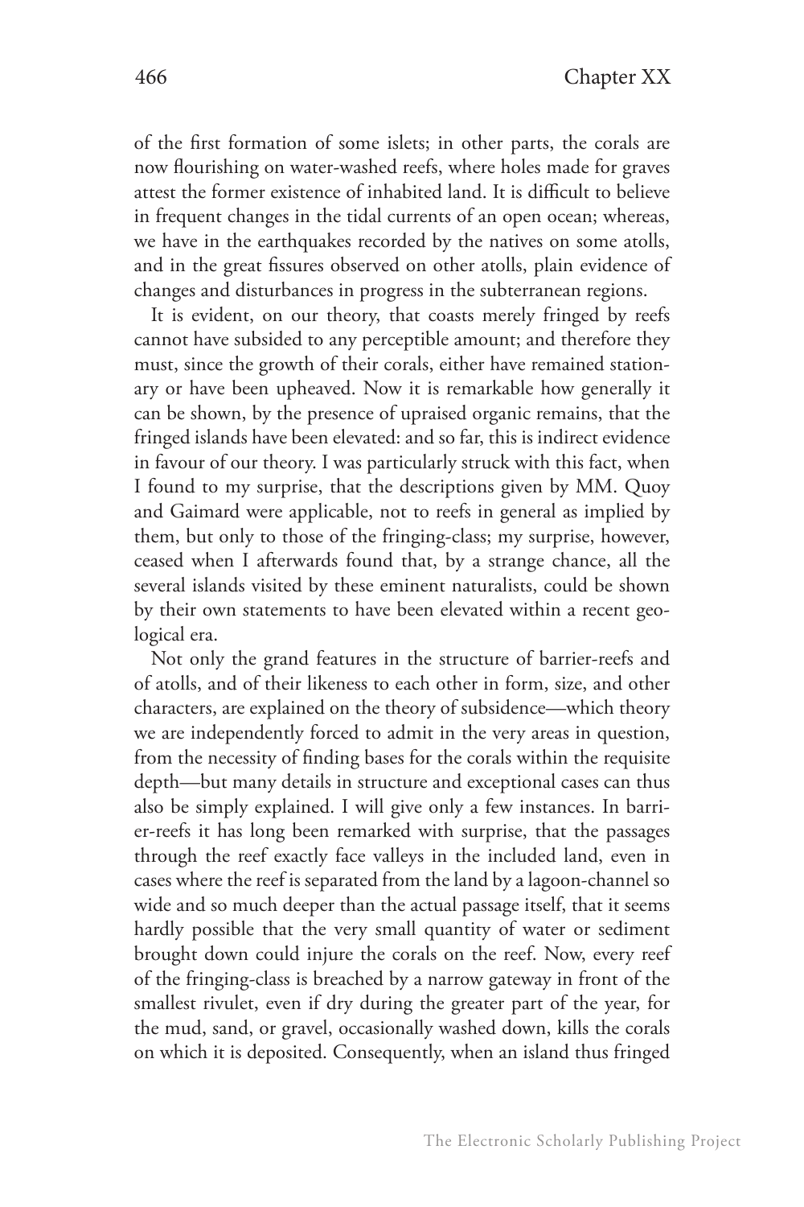of the first formation of some islets; in other parts, the corals are now flourishing on water-washed reefs, where holes made for graves attest the former existence of inhabited land. It is difficult to believe in frequent changes in the tidal currents of an open ocean; whereas, we have in the earthquakes recorded by the natives on some atolls, and in the great fissures observed on other atolls, plain evidence of changes and disturbances in progress in the subterranean regions.

It is evident, on our theory, that coasts merely fringed by reefs cannot have subsided to any perceptible amount; and therefore they must, since the growth of their corals, either have remained stationary or have been upheaved. Now it is remarkable how generally it can be shown, by the presence of upraised organic remains, that the fringed islands have been elevated: and so far, this is indirect evidence in favour of our theory. I was particularly struck with this fact, when I found to my surprise, that the descriptions given by MM. Quoy and Gaimard were applicable, not to reefs in general as implied by them, but only to those of the fringing-class; my surprise, however, ceased when I afterwards found that, by a strange chance, all the several islands visited by these eminent naturalists, could be shown by their own statements to have been elevated within a recent geological era.

Not only the grand features in the structure of barrier-reefs and of atolls, and of their likeness to each other in form, size, and other characters, are explained on the theory of subsidence—which theory we are independently forced to admit in the very areas in question, from the necessity of finding bases for the corals within the requisite depth—but many details in structure and exceptional cases can thus also be simply explained. I will give only a few instances. In barrier-reefs it has long been remarked with surprise, that the passages through the reef exactly face valleys in the included land, even in cases where the reef is separated from the land by a lagoon-channel so wide and so much deeper than the actual passage itself, that it seems hardly possible that the very small quantity of water or sediment brought down could injure the corals on the reef. Now, every reef of the fringing-class is breached by a narrow gateway in front of the smallest rivulet, even if dry during the greater part of the year, for the mud, sand, or gravel, occasionally washed down, kills the corals on which it is deposited. Consequently, when an island thus fringed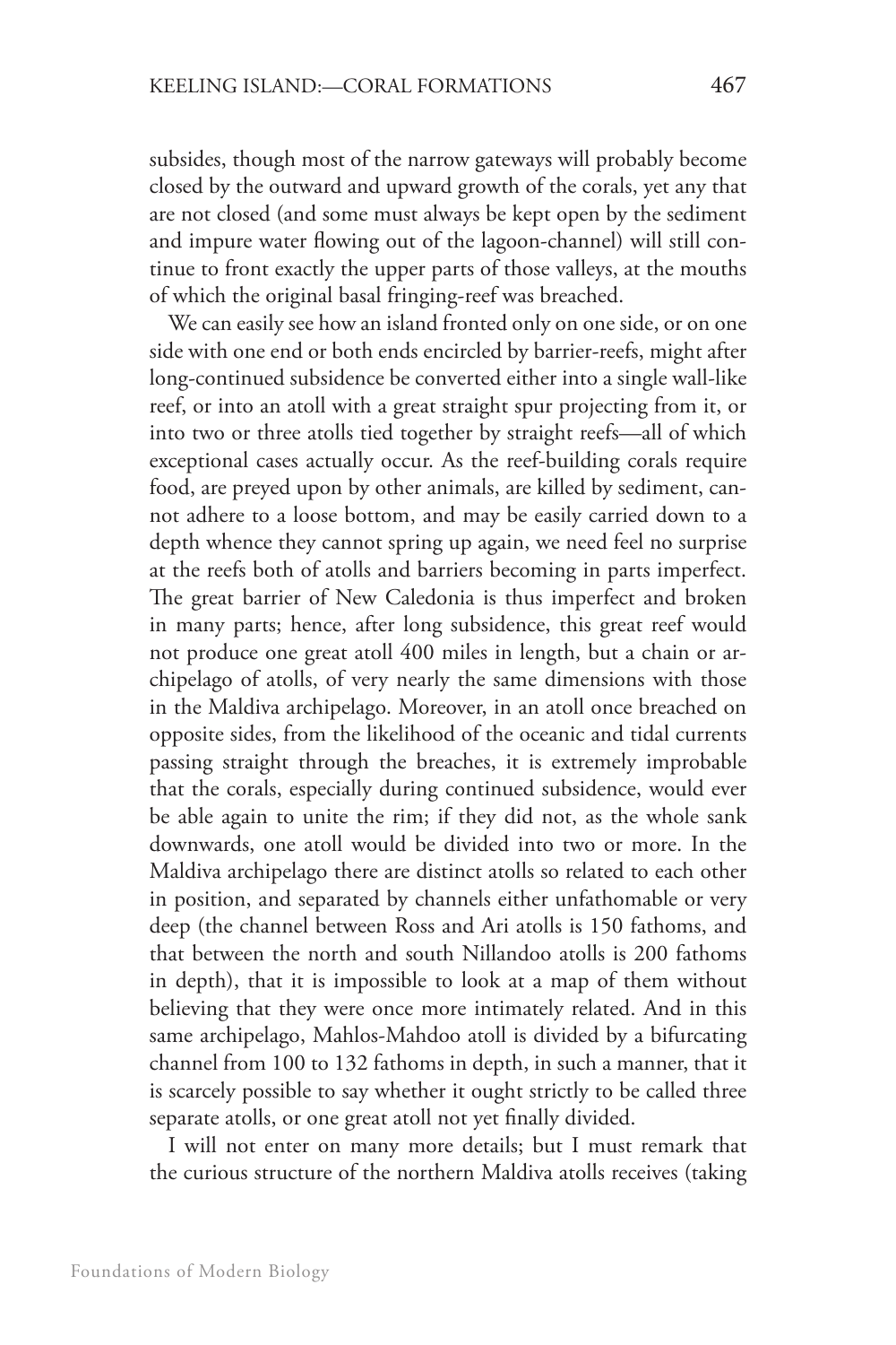subsides, though most of the narrow gateways will probably become closed by the outward and upward growth of the corals, yet any that are not closed (and some must always be kept open by the sediment and impure water flowing out of the lagoon-channel) will still continue to front exactly the upper parts of those valleys, at the mouths of which the original basal fringing-reef was breached.

We can easily see how an island fronted only on one side, or on one side with one end or both ends encircled by barrier-reefs, might after long-continued subsidence be converted either into a single wall-like reef, or into an atoll with a great straight spur projecting from it, or into two or three atolls tied together by straight reefs—all of which exceptional cases actually occur. As the reef-building corals require food, are preyed upon by other animals, are killed by sediment, cannot adhere to a loose bottom, and may be easily carried down to a depth whence they cannot spring up again, we need feel no surprise at the reefs both of atolls and barriers becoming in parts imperfect. The great barrier of New Caledonia is thus imperfect and broken in many parts; hence, after long subsidence, this great reef would not produce one great atoll 400 miles in length, but a chain or archipelago of atolls, of very nearly the same dimensions with those in the Maldiva archipelago. Moreover, in an atoll once breached on opposite sides, from the likelihood of the oceanic and tidal currents passing straight through the breaches, it is extremely improbable that the corals, especially during continued subsidence, would ever be able again to unite the rim; if they did not, as the whole sank downwards, one atoll would be divided into two or more. In the Maldiva archipelago there are distinct atolls so related to each other in position, and separated by channels either unfathomable or very deep (the channel between Ross and Ari atolls is 150 fathoms, and that between the north and south Nillandoo atolls is 200 fathoms in depth), that it is impossible to look at a map of them without believing that they were once more intimately related. And in this same archipelago, Mahlos-Mahdoo atoll is divided by a bifurcating channel from 100 to 132 fathoms in depth, in such a manner, that it is scarcely possible to say whether it ought strictly to be called three separate atolls, or one great atoll not yet finally divided.

I will not enter on many more details; but I must remark that the curious structure of the northern Maldiva atolls receives (taking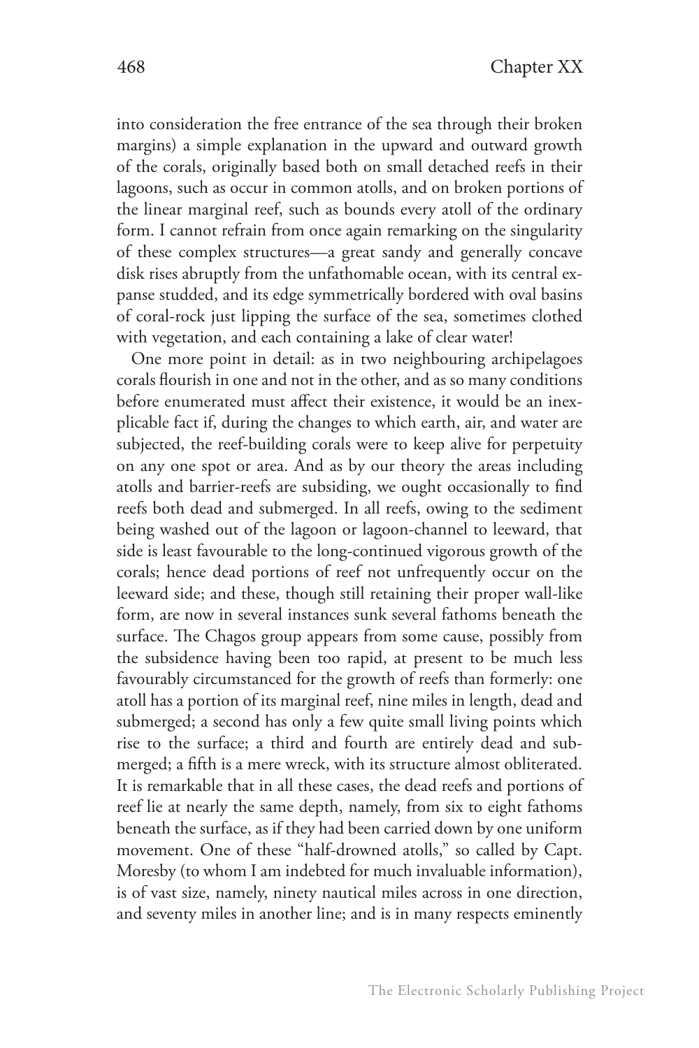into consideration the free entrance of the sea through their broken margins) a simple explanation in the upward and outward growth of the corals, originally based both on small detached reefs in their lagoons, such as occur in common atolls, and on broken portions of the linear marginal reef, such as bounds every atoll of the ordinary form. I cannot refrain from once again remarking on the singularity of these complex structures—a great sandy and generally concave disk rises abruptly from the unfathomable ocean, with its central expanse studded, and its edge symmetrically bordered with oval basins of coral-rock just lipping the surface of the sea, sometimes clothed with vegetation, and each containing a lake of clear water!

One more point in detail: as in two neighbouring archipelagoes corals flourish in one and not in the other, and as so many conditions before enumerated must affect their existence, it would be an inexplicable fact if, during the changes to which earth, air, and water are subjected, the reef-building corals were to keep alive for perpetuity on any one spot or area. And as by our theory the areas including atolls and barrier-reefs are subsiding, we ought occasionally to find reefs both dead and submerged. In all reefs, owing to the sediment being washed out of the lagoon or lagoon-channel to leeward, that side is least favourable to the long-continued vigorous growth of the corals; hence dead portions of reef not unfrequently occur on the leeward side; and these, though still retaining their proper wall-like form, are now in several instances sunk several fathoms beneath the surface. The Chagos group appears from some cause, possibly from the subsidence having been too rapid, at present to be much less favourably circumstanced for the growth of reefs than formerly: one atoll has a portion of its marginal reef, nine miles in length, dead and submerged; a second has only a few quite small living points which rise to the surface; a third and fourth are entirely dead and submerged; a fifth is a mere wreck, with its structure almost obliterated. It is remarkable that in all these cases, the dead reefs and portions of reef lie at nearly the same depth, namely, from six to eight fathoms beneath the surface, as if they had been carried down by one uniform movement. One of these "half-drowned atolls," so called by Capt. Moresby (to whom I am indebted for much invaluable information), is of vast size, namely, ninety nautical miles across in one direction, and seventy miles in another line; and is in many respects eminently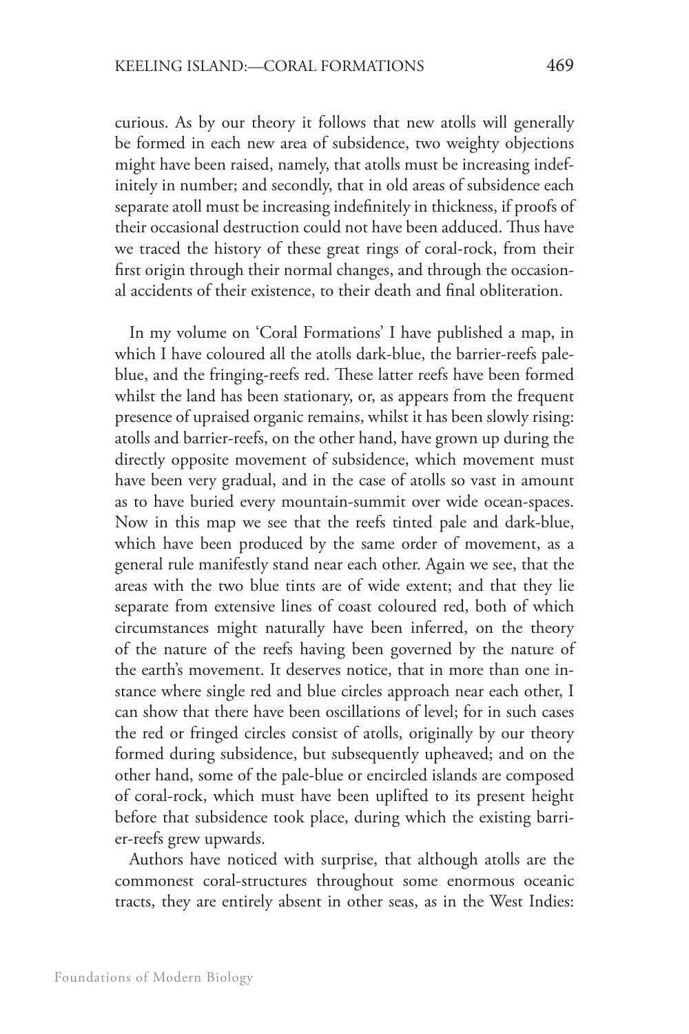curious. As by our theory it follows that new atolls will generally be formed in each new area of subsidence, two weighty objections might have been raised, namely, that atolls must be increasing indefinitely in number; and secondly, that in old areas of subsidence each separate atoll must be increasing indefinitely in thickness, if proofs of their occasional destruction could not have been adduced. Thus have we traced the history of these great rings of coral-rock, from their first origin through their normal changes, and through the occasional accidents of their existence, to their death and final obliteration.

In my volume on 'Coral Formations' I have published a map, in which I have coloured all the atolls dark-blue, the barrier-reefs pale-blue, and the fringing-reefs red. These latter reefs have been formed whilst the land has been stationary, or, as appears from the frequent presence of upraised organic remains, whilst it has been slowly rising: atolls and barrier-reefs, on the other hand, have grown up during the directly opposite movement of subsidence, which movement must have been very gradual, and in the case of atolls so vast in amount as to have buried every mountain-summit over wide ocean-spaces. Now in this map we see that the reefs tinted pale and dark-blue, which have been produced by the same order of movement, as a general rule manifestly stand near each other. Again we see, that the areas with the two blue tints are of wide extent; and that they lie separate from extensive lines of coast coloured red, both of which circumstances might naturally have been inferred, on the theory of the nature of the reefs having been governed by the nature of the earth's movement. It deserves notice, that in more than one instance where single red and blue circles approach near each other, I can show that there have been oscillations of level; for in such cases the red or fringed circles consist of atolls, originally by our theory formed during subsidence, but subsequently upheaved; and on the other hand, some of the pale-blue or encircled islands are composed of coral-rock, which must have been uplifted to its present height before that subsidence took place, during which the existing barrier-reefs grew upwards.

Authors have noticed with surprise, that although atolls are the commonest coral-structures throughout some enormous oceanic tracts, they are entirely absent in other seas, as in the West Indies: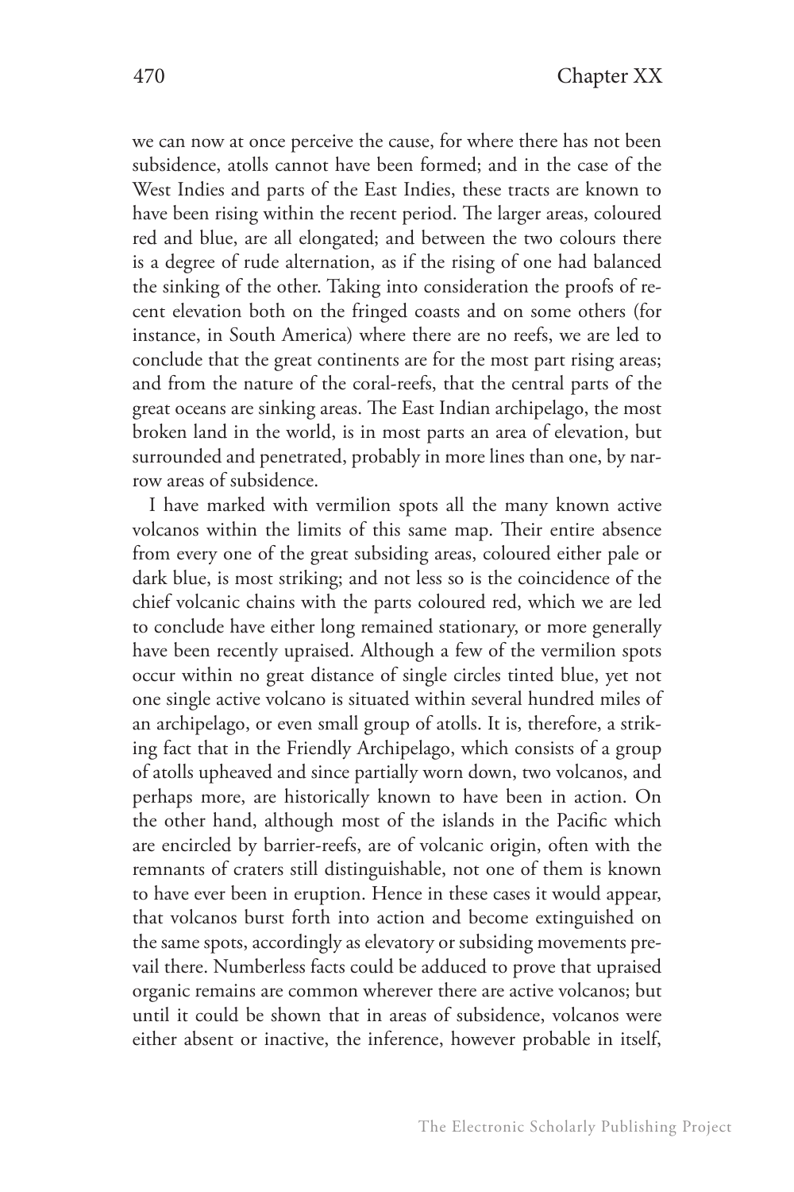we can now at once perceive the cause, for where there has not been subsidence, atolls cannot have been formed; and in the case of the West Indies and parts of the East Indies, these tracts are known to have been rising within the recent period. The larger areas, coloured red and blue, are all elongated; and between the two colours there is a degree of rude alternation, as if the rising of one had balanced the sinking of the other. Taking into consideration the proofs of recent elevation both on the fringed coasts and on some others (for instance, in South America) where there are no reefs, we are led to conclude that the great continents are for the most part rising areas; and from the nature of the coral-reefs, that the central parts of the great oceans are sinking areas. The East Indian archipelago, the most broken land in the world, is in most parts an area of elevation, but surrounded and penetrated, probably in more lines than one, by narrow areas of subsidence.

I have marked with vermilion spots all the many known active volcanos within the limits of this same map. Their entire absence from every one of the great subsiding areas, coloured either pale or dark blue, is most striking; and not less so is the coincidence of the chief volcanic chains with the parts coloured red, which we are led to conclude have either long remained stationary, or more generally have been recently upraised. Although a few of the vermilion spots occur within no great distance of single circles tinted blue, yet not one single active volcano is situated within several hundred miles of an archipelago, or even small group of atolls. It is, therefore, a striking fact that in the Friendly Archipelago, which consists of a group of atolls upheaved and since partially worn down, two volcanos, and perhaps more, are historically known to have been in action. On the other hand, although most of the islands in the Pacific which are encircled by barrier-reefs, are of volcanic origin, often with the remnants of craters still distinguishable, not one of them is known to have ever been in eruption. Hence in these cases it would appear, that volcanos burst forth into action and become extinguished on the same spots, accordingly as elevatory or subsiding movements prevail there. Numberless facts could be adduced to prove that upraised organic remains are common wherever there are active volcanos; but until it could be shown that in areas of subsidence, volcanos were either absent or inactive, the inference, however probable in itself,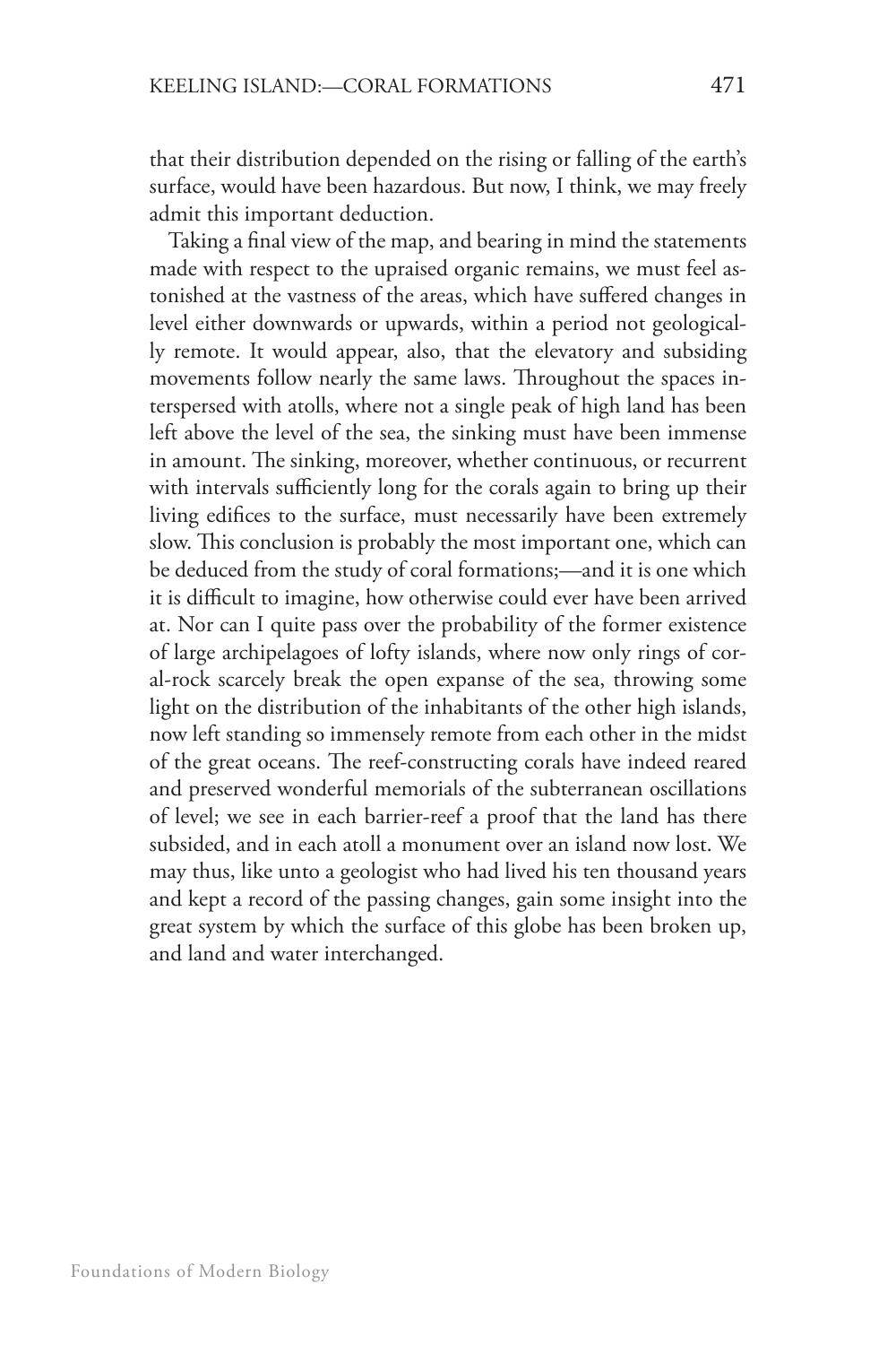that their distribution depended on the rising or falling of the earth's surface, would have been hazardous. But now, I think, we may freely admit this important deduction.

Taking a final view of the map, and bearing in mind the statements made with respect to the upraised organic remains, we must feel astonished at the vastness of the areas, which have suffered changes in level either downwards or upwards, within a period not geologically remote. It would appear, also, that the elevatory and subsiding movements follow nearly the same laws. Throughout the spaces interspersed with atolls, where not a single peak of high land has been left above the level of the sea, the sinking must have been immense in amount. The sinking, moreover, whether continuous, or recurrent with intervals sufficiently long for the corals again to bring up their living edifices to the surface, must necessarily have been extremely slow. This conclusion is probably the most important one, which can be deduced from the study of coral formations;—and it is one which it is difficult to imagine, how otherwise could ever have been arrived at. Nor can I quite pass over the probability of the former existence of large archipelagoes of lofty islands, where now only rings of coral-rock scarcely break the open expanse of the sea, throwing some light on the distribution of the inhabitants of the other high islands, now left standing so immensely remote from each other in the midst of the great oceans. The reef-constructing corals have indeed reared and preserved wonderful memorials of the subterranean oscillations of level; we see in each barrier-reef a proof that the land has there subsided, and in each atoll a monument over an island now lost. We may thus, like unto a geologist who had lived his ten thousand years and kept a record of the passing changes, gain some insight into the great system by which the surface of this globe has been broken up, and land and water interchanged.